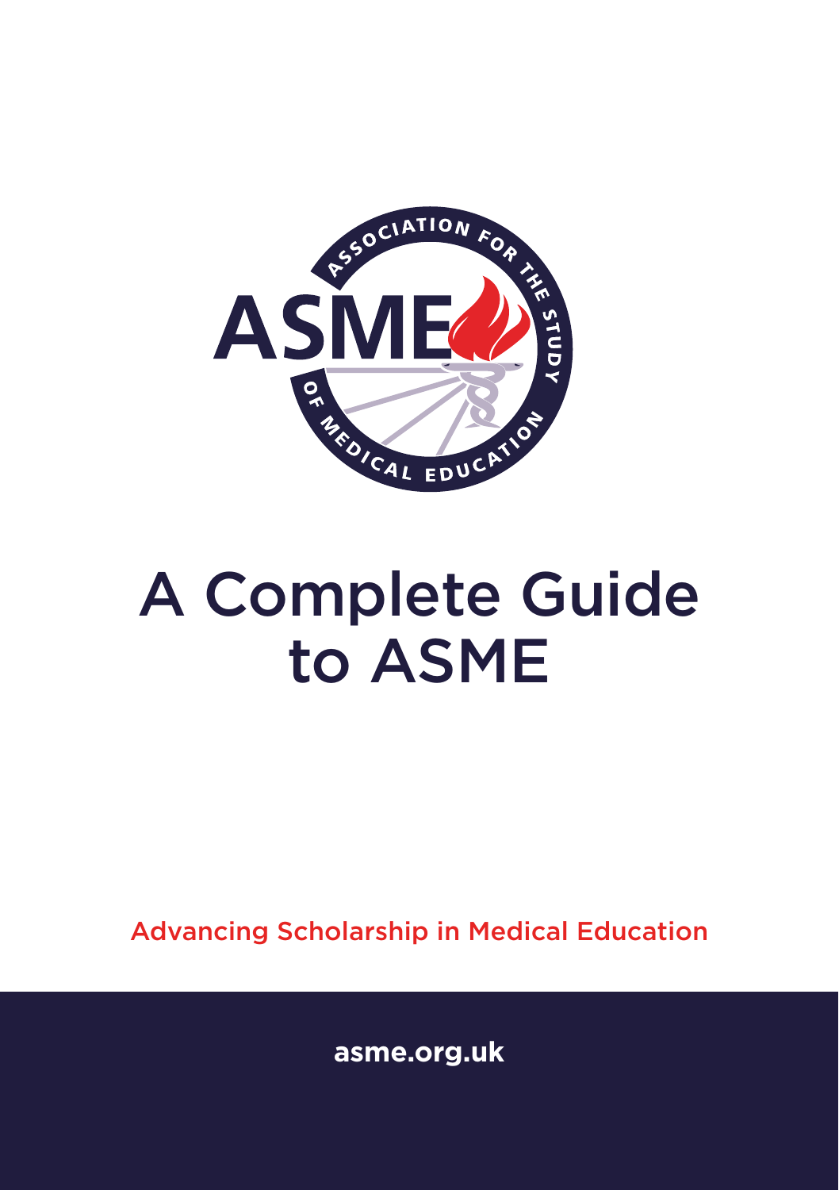# A Complete Guide to ASME

Advancing Scholarship in Medical Education

asme.org.uk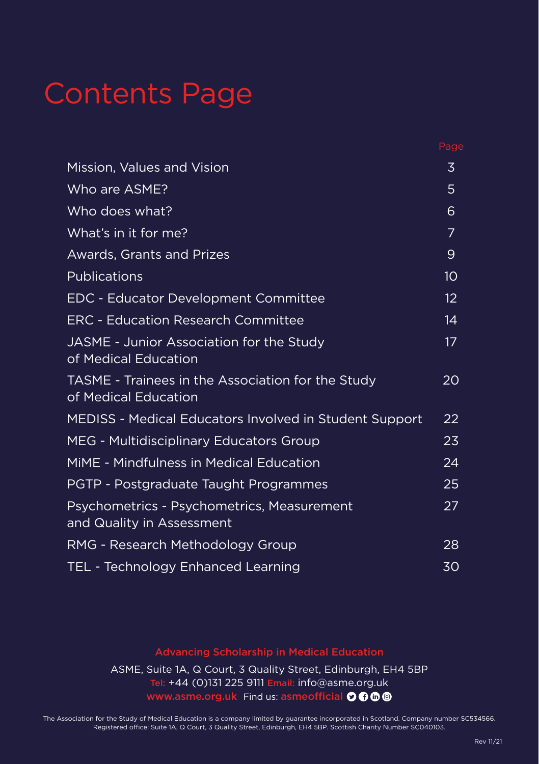# Contents Page

| | Page |
|---|---|
| Mission, Values and Vision | 3 |
| Who are ASME? | 5 |
| Who does what? | 6 |
| What's in it for me? | 7 |
| Awards, Grants and Prizes | 9 |
| Publications | 10 |
| EDC - Educator Development Committee | 12 |
| ERC - Education Research Committee | 14 |
| JASME - Junior Association for the Study of Medical Education | 17 |
| TASME - Trainees in the Association for the Study of Medical Education | 20 |
| MEDISS - Medical Educators Involved in Student Support | 22 |
| MEG - Multidisciplinary Educators Group | 23 |
| MiME - Mindfulness in Medical Education | 24 |
| PGTP - Postgraduate Taught Programmes | 25 |
| Psychometrics - Psychometrics, Measurement and Quality in Assessment | 27 |
| RMG - Research Methodology Group | 28 |
| TEL - Technology Enhanced Learning | 30 |

**Advancing Scholarship in Medical Education**

ASME, Suite 1A, Q Court, 3 Quality Street, Edinburgh, EH4 5BP
Tel: +44 (0)131 225 9111 Email: info@asme.org.uk
www.asme.org.uk Find us: asmeofficial

The Association for the Study of Medical Education is a company limited by guarantee incorporated in Scotland. Company number SC534566. Registered office: Suite 1A, Q Court, 3 Quality Street, Edinburgh, EH4 5BP. Scottish Charity Number SC040103.

Rev 11/21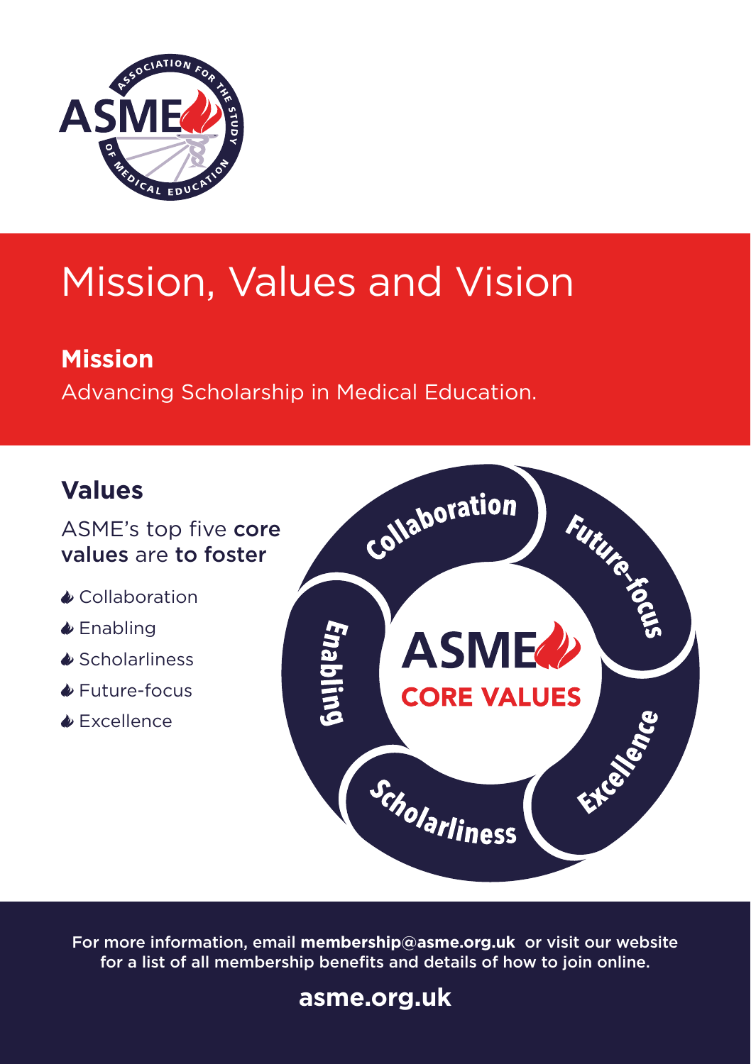# Mission, Values and Vision

## Mission

Advancing Scholarship in Medical Education.

## Values

ASME's top five **core values** are **to foster**

- Collaboration
- Enabling
- Scholarliness
- Future-focus
- Excellence

For more information, email **membership@asme.org.uk** or visit our website for a list of all membership benefits and details of how to join online.

**asme.org.uk**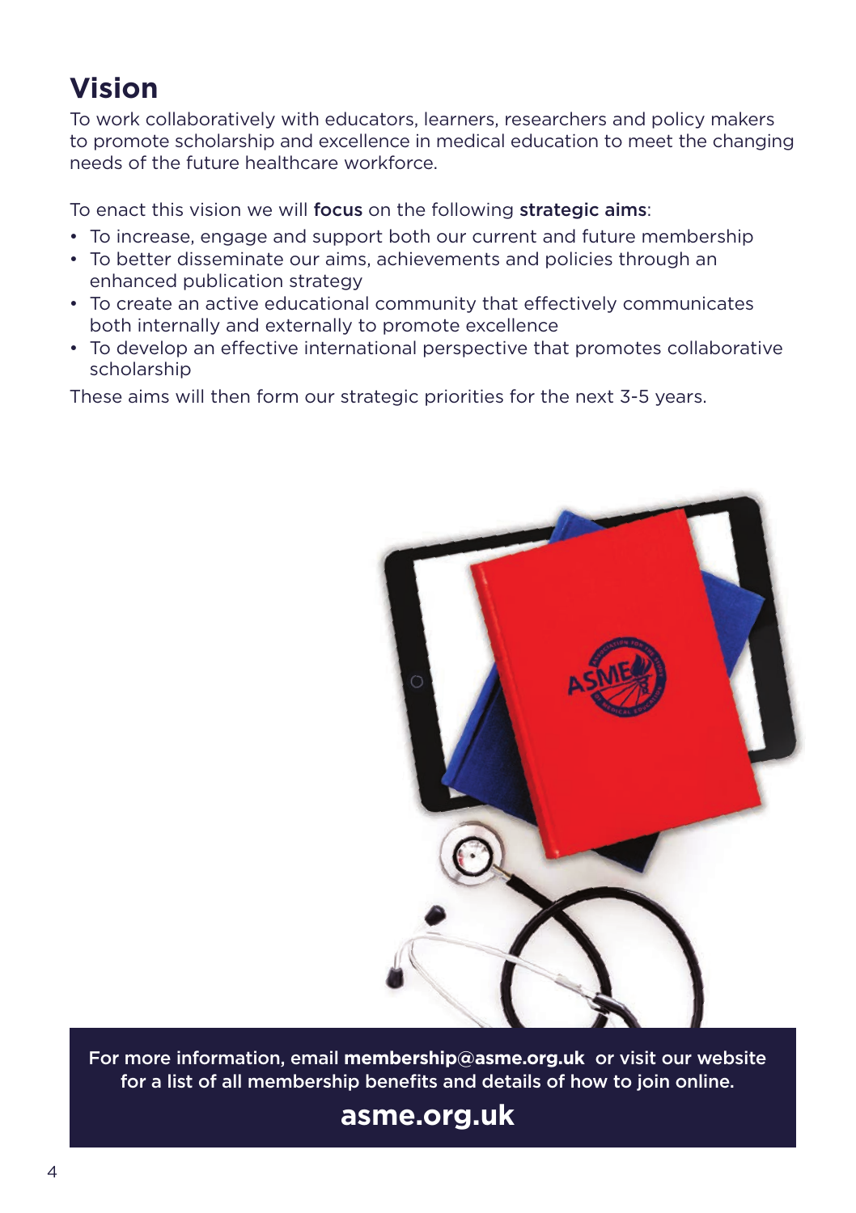## Vision

To work collaboratively with educators, learners, researchers and policy makers to promote scholarship and excellence in medical education to meet the changing needs of the future healthcare workforce.

To enact this vision we will **focus** on the following **strategic aims**:

- To increase, engage and support both our current and future membership
- To better disseminate our aims, achievements and policies through an enhanced publication strategy
- To create an active educational community that effectively communicates both internally and externally to promote excellence
- To develop an effective international perspective that promotes collaborative scholarship

These aims will then form our strategic priorities for the next 3-5 years.

For more information, email **membership@asme.org.uk** or visit our website for a list of all membership benefits and details of how to join online.

**asme.org.uk**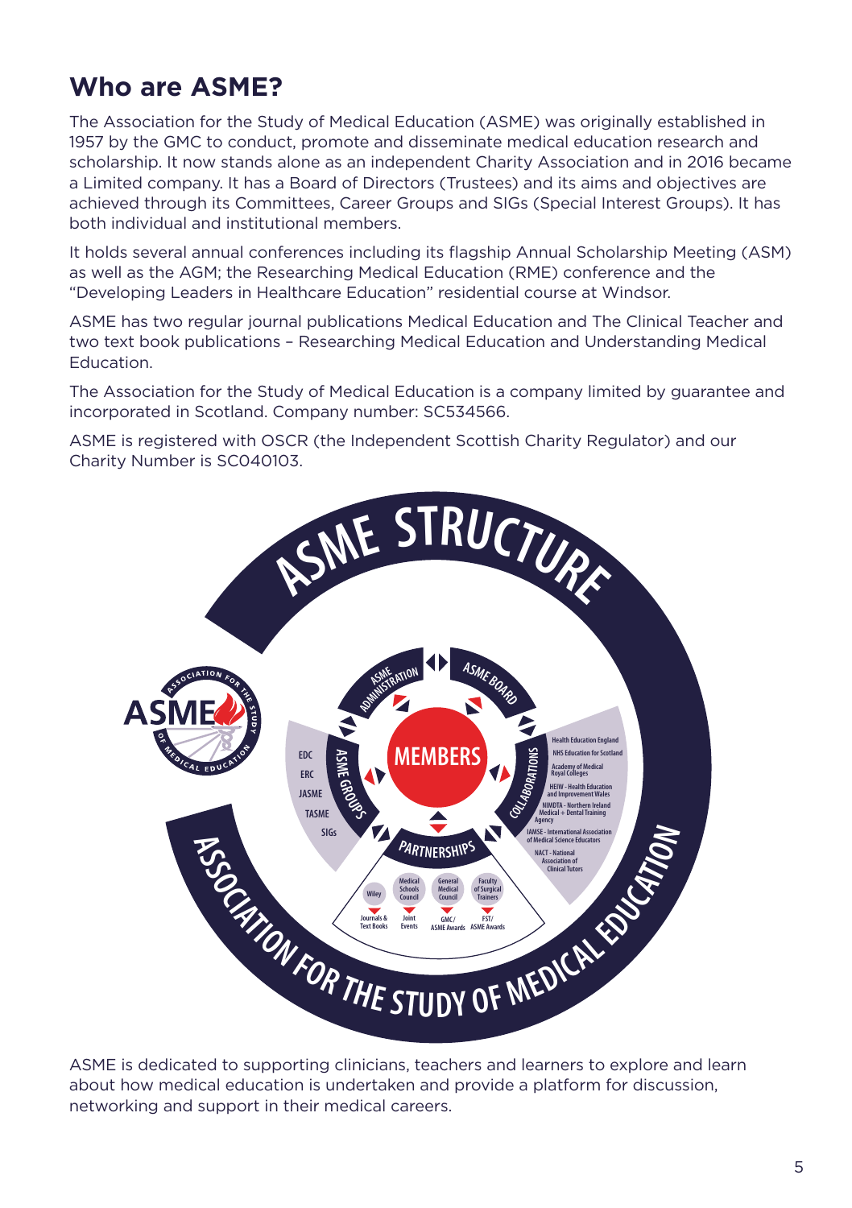## Who are ASME?

The Association for the Study of Medical Education (ASME) was originally established in 1957 by the GMC to conduct, promote and disseminate medical education research and scholarship. It now stands alone as an independent Charity Association and in 2016 became a Limited company. It has a Board of Directors (Trustees) and its aims and objectives are achieved through its Committees, Career Groups and SIGs (Special Interest Groups). It has both individual and institutional members.

It holds several annual conferences including its flagship Annual Scholarship Meeting (ASM) as well as the AGM; the Researching Medical Education (RME) conference and the "Developing Leaders in Healthcare Education" residential course at Windsor.

ASME has two regular journal publications Medical Education and The Clinical Teacher and two text book publications – Researching Medical Education and Understanding Medical Education.

The Association for the Study of Medical Education is a company limited by guarantee and incorporated in Scotland. Company number: SC534566.

ASME is registered with OSCR (the Independent Scottish Charity Regulator) and our Charity Number is SC040103.

ASME STRUCTURE

MEMBERS

ASME ADMINISTRATION

ASME BOARD

ASME GROUPS: EDC, ERC, JASME, TASME, SIGs

COLLABORATIONS: Health Education England; NHS Education for Scotland; Academy of Medical Royal Colleges; HEIW - Health Education and Improvement Wales; NIMDTA - Northern Ireland Medical + Dental Training Agency; IAMSE - International Association of Medical Science Educators; NACT - National Association of Clinical Tutors

PARTNERSHIPS: Wiley – Journals & Text Books; Medical Schools Council – Joint Events; General Medical Council – GMC/ASME Awards; Faculty of Surgical Trainers – FST/ASME Awards

ASSOCIATION FOR THE STUDY OF MEDICAL EDUCATION

ASME is dedicated to supporting clinicians, teachers and learners to explore and learn about how medical education is undertaken and provide a platform for discussion, networking and support in their medical careers.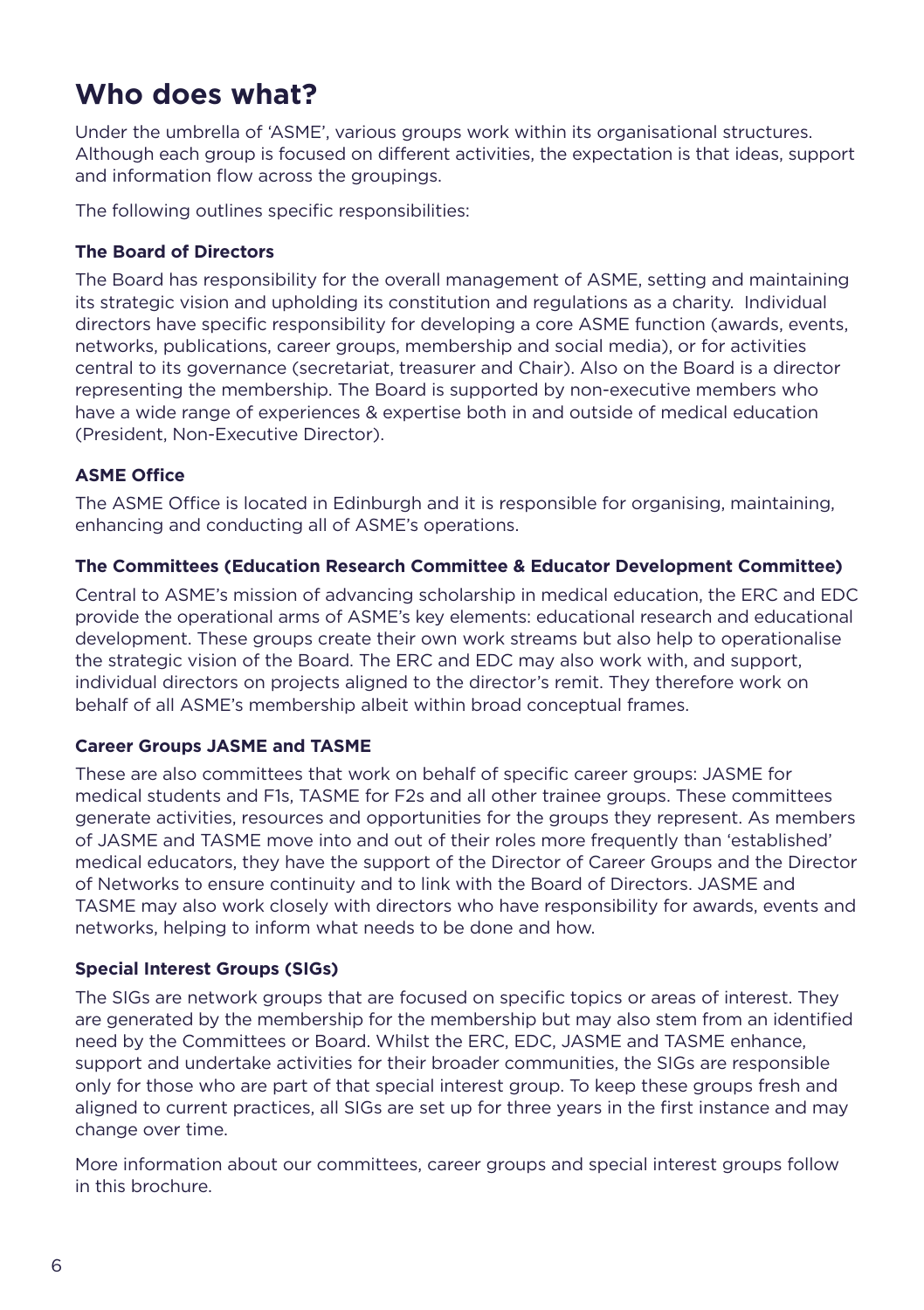# Who does what?

Under the umbrella of 'ASME', various groups work within its organisational structures. Although each group is focused on different activities, the expectation is that ideas, support and information flow across the groupings.

The following outlines specific responsibilities:

### The Board of Directors

The Board has responsibility for the overall management of ASME, setting and maintaining its strategic vision and upholding its constitution and regulations as a charity. Individual directors have specific responsibility for developing a core ASME function (awards, events, networks, publications, career groups, membership and social media), or for activities central to its governance (secretariat, treasurer and Chair). Also on the Board is a director representing the membership. The Board is supported by non-executive members who have a wide range of experiences & expertise both in and outside of medical education (President, Non-Executive Director).

### ASME Office

The ASME Office is located in Edinburgh and it is responsible for organising, maintaining, enhancing and conducting all of ASME's operations.

### The Committees (Education Research Committee & Educator Development Committee)

Central to ASME's mission of advancing scholarship in medical education, the ERC and EDC provide the operational arms of ASME's key elements: educational research and educational development. These groups create their own work streams but also help to operationalise the strategic vision of the Board. The ERC and EDC may also work with, and support, individual directors on projects aligned to the director's remit. They therefore work on behalf of all ASME's membership albeit within broad conceptual frames.

### Career Groups JASME and TASME

These are also committees that work on behalf of specific career groups: JASME for medical students and F1s, TASME for F2s and all other trainee groups. These committees generate activities, resources and opportunities for the groups they represent. As members of JASME and TASME move into and out of their roles more frequently than 'established' medical educators, they have the support of the Director of Career Groups and the Director of Networks to ensure continuity and to link with the Board of Directors. JASME and TASME may also work closely with directors who have responsibility for awards, events and networks, helping to inform what needs to be done and how.

### Special Interest Groups (SIGs)

The SIGs are network groups that are focused on specific topics or areas of interest. They are generated by the membership for the membership but may also stem from an identified need by the Committees or Board. Whilst the ERC, EDC, JASME and TASME enhance, support and undertake activities for their broader communities, the SIGs are responsible only for those who are part of that special interest group. To keep these groups fresh and aligned to current practices, all SIGs are set up for three years in the first instance and may change over time.

More information about our committees, career groups and special interest groups follow in this brochure.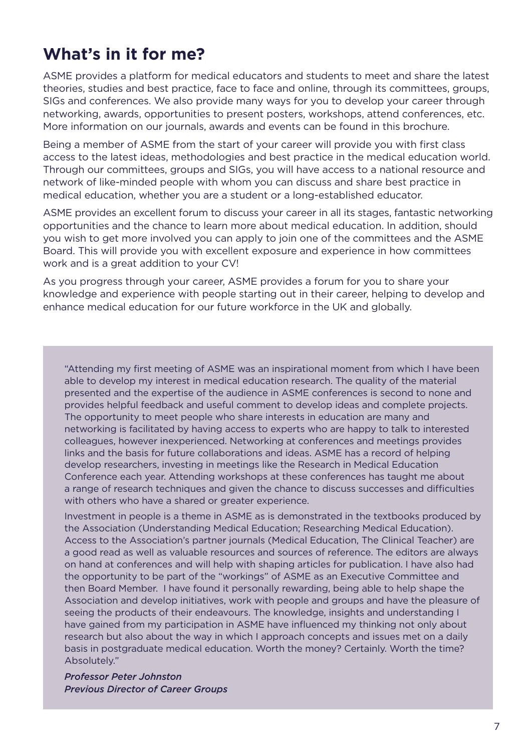## What's in it for me?

ASME provides a platform for medical educators and students to meet and share the latest theories, studies and best practice, face to face and online, through its committees, groups, SIGs and conferences. We also provide many ways for you to develop your career through networking, awards, opportunities to present posters, workshops, attend conferences, etc. More information on our journals, awards and events can be found in this brochure.

Being a member of ASME from the start of your career will provide you with first class access to the latest ideas, methodologies and best practice in the medical education world. Through our committees, groups and SIGs, you will have access to a national resource and network of like-minded people with whom you can discuss and share best practice in medical education, whether you are a student or a long-established educator.

ASME provides an excellent forum to discuss your career in all its stages, fantastic networking opportunities and the chance to learn more about medical education. In addition, should you wish to get more involved you can apply to join one of the committees and the ASME Board. This will provide you with excellent exposure and experience in how committees work and is a great addition to your CV!

As you progress through your career, ASME provides a forum for you to share your knowledge and experience with people starting out in their career, helping to develop and enhance medical education for our future workforce in the UK and globally.

> "Attending my first meeting of ASME was an inspirational moment from which I have been able to develop my interest in medical education research. The quality of the material presented and the expertise of the audience in ASME conferences is second to none and provides helpful feedback and useful comment to develop ideas and complete projects. The opportunity to meet people who share interests in education are many and networking is facilitated by having access to experts who are happy to talk to interested colleagues, however inexperienced. Networking at conferences and meetings provides links and the basis for future collaborations and ideas. ASME has a record of helping develop researchers, investing in meetings like the Research in Medical Education Conference each year. Attending workshops at these conferences has taught me about a range of research techniques and given the chance to discuss successes and difficulties with others who have a shared or greater experience.
>
> Investment in people is a theme in ASME as is demonstrated in the textbooks produced by the Association (Understanding Medical Education; Researching Medical Education). Access to the Association's partner journals (Medical Education, The Clinical Teacher) are a good read as well as valuable resources and sources of reference. The editors are always on hand at conferences and will help with shaping articles for publication. I have also had the opportunity to be part of the "workings" of ASME as an Executive Committee and then Board Member. I have found it personally rewarding, being able to help shape the Association and develop initiatives, work with people and groups and have the pleasure of seeing the products of their endeavours. The knowledge, insights and understanding I have gained from my participation in ASME have influenced my thinking not only about research but also about the way in which I approach concepts and issues met on a daily basis in postgraduate medical education. Worth the money? Certainly. Worth the time? Absolutely."
>
> ***Professor Peter Johnston***
> ***Previous Director of Career Groups***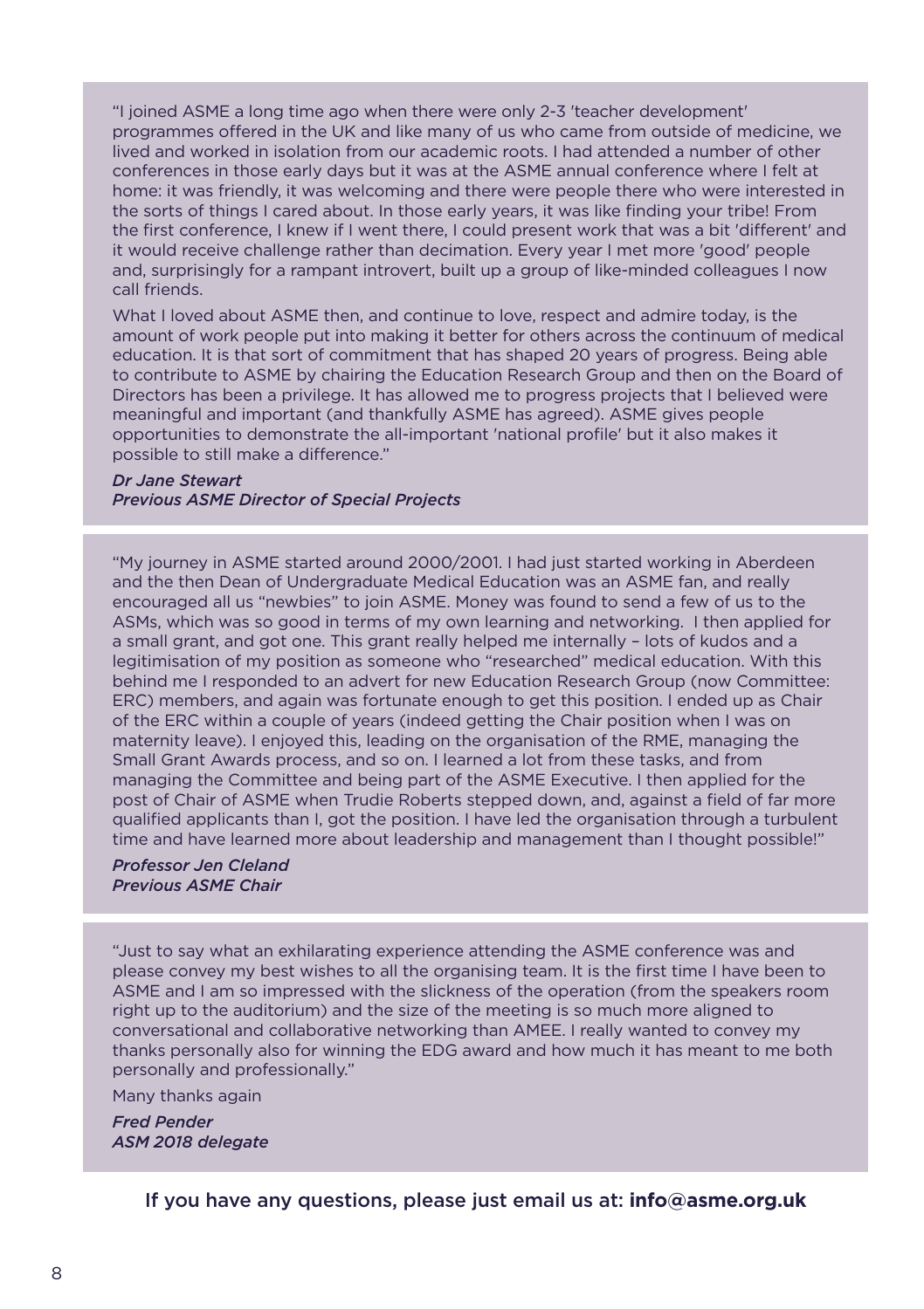"I joined ASME a long time ago when there were only 2-3 'teacher development' programmes offered in the UK and like many of us who came from outside of medicine, we lived and worked in isolation from our academic roots. I had attended a number of other conferences in those early days but it was at the ASME annual conference where I felt at home: it was friendly, it was welcoming and there were people there who were interested in the sorts of things I cared about. In those early years, it was like finding your tribe! From the first conference, I knew if I went there, I could present work that was a bit 'different' and it would receive challenge rather than decimation. Every year I met more 'good' people and, surprisingly for a rampant introvert, built up a group of like-minded colleagues I now call friends.

What I loved about ASME then, and continue to love, respect and admire today, is the amount of work people put into making it better for others across the continuum of medical education. It is that sort of commitment that has shaped 20 years of progress. Being able to contribute to ASME by chairing the Education Research Group and then on the Board of Directors has been a privilege. It has allowed me to progress projects that I believed were meaningful and important (and thankfully ASME has agreed). ASME gives people opportunities to demonstrate the all-important 'national profile' but it also makes it possible to still make a difference."

***Dr Jane Stewart***
***Previous ASME Director of Special Projects***

"My journey in ASME started around 2000/2001. I had just started working in Aberdeen and the then Dean of Undergraduate Medical Education was an ASME fan, and really encouraged all us "newbies" to join ASME. Money was found to send a few of us to the ASMs, which was so good in terms of my own learning and networking. I then applied for a small grant, and got one. This grant really helped me internally – lots of kudos and a legitimisation of my position as someone who "researched" medical education. With this behind me I responded to an advert for new Education Research Group (now Committee: ERC) members, and again was fortunate enough to get this position. I ended up as Chair of the ERC within a couple of years (indeed getting the Chair position when I was on maternity leave). I enjoyed this, leading on the organisation of the RME, managing the Small Grant Awards process, and so on. I learned a lot from these tasks, and from managing the Committee and being part of the ASME Executive. I then applied for the post of Chair of ASME when Trudie Roberts stepped down, and, against a field of far more qualified applicants than I, got the position. I have led the organisation through a turbulent time and have learned more about leadership and management than I thought possible!"

***Professor Jen Cleland***
***Previous ASME Chair***

"Just to say what an exhilarating experience attending the ASME conference was and please convey my best wishes to all the organising team. It is the first time I have been to ASME and I am so impressed with the slickness of the operation (from the speakers room right up to the auditorium) and the size of the meeting is so much more aligned to conversational and collaborative networking than AMEE. I really wanted to convey my thanks personally also for winning the EDG award and how much it has meant to me both personally and professionally."

Many thanks again

***Fred Pender***
***ASM 2018 delegate***

If you have any questions, please just email us at: **info@asme.org.uk**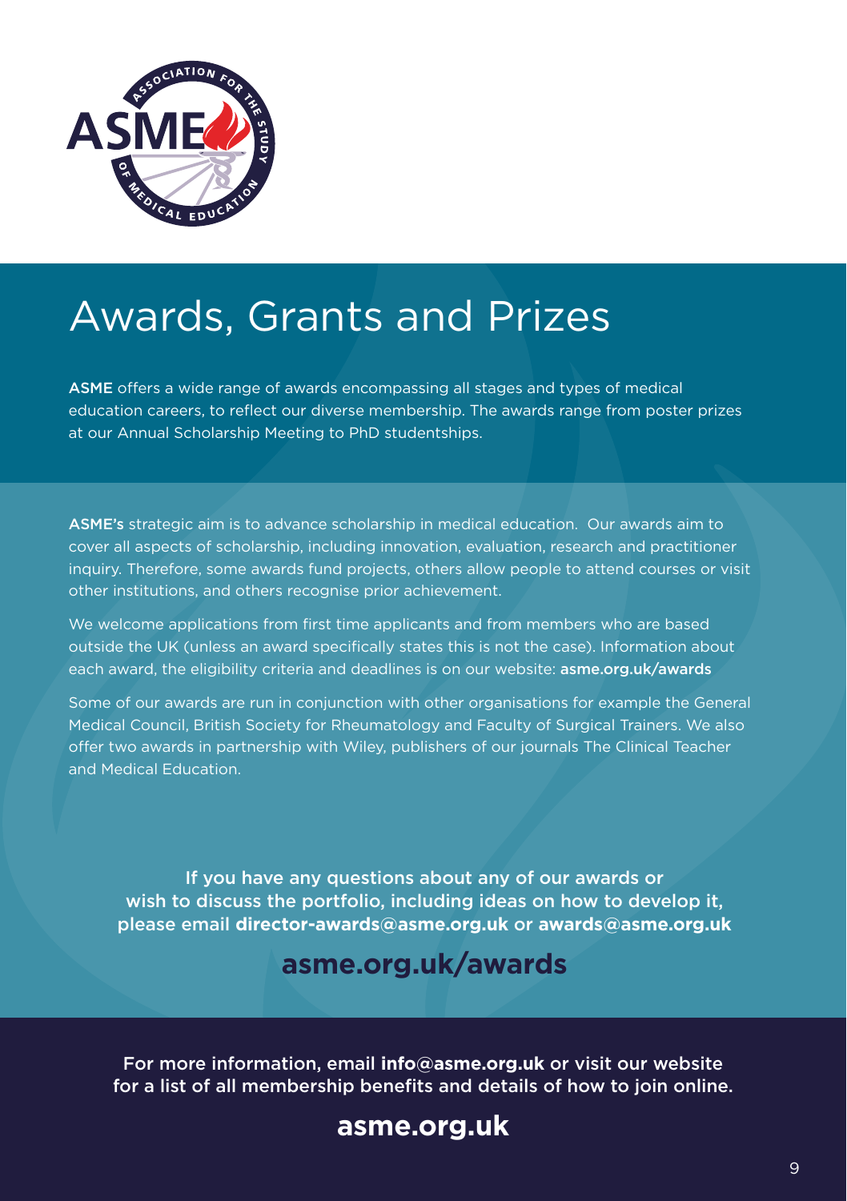# Awards, Grants and Prizes

ASME offers a wide range of awards encompassing all stages and types of medical education careers, to reflect our diverse membership. The awards range from poster prizes at our Annual Scholarship Meeting to PhD studentships.

ASME's strategic aim is to advance scholarship in medical education. Our awards aim to cover all aspects of scholarship, including innovation, evaluation, research and practitioner inquiry. Therefore, some awards fund projects, others allow people to attend courses or visit other institutions, and others recognise prior achievement.

We welcome applications from first time applicants and from members who are based outside the UK (unless an award specifically states this is not the case). Information about each award, the eligibility criteria and deadlines is on our website: **asme.org.uk/awards**

Some of our awards are run in conjunction with other organisations for example the General Medical Council, British Society for Rheumatology and Faculty of Surgical Trainers. We also offer two awards in partnership with Wiley, publishers of our journals The Clinical Teacher and Medical Education.

If you have any questions about any of our awards or wish to discuss the portfolio, including ideas on how to develop it, please email **director-awards@asme.org.uk** or **awards@asme.org.uk**

**asme.org.uk/awards**

For more information, email **info@asme.org.uk** or visit our website for a list of all membership benefits and details of how to join online.

**asme.org.uk**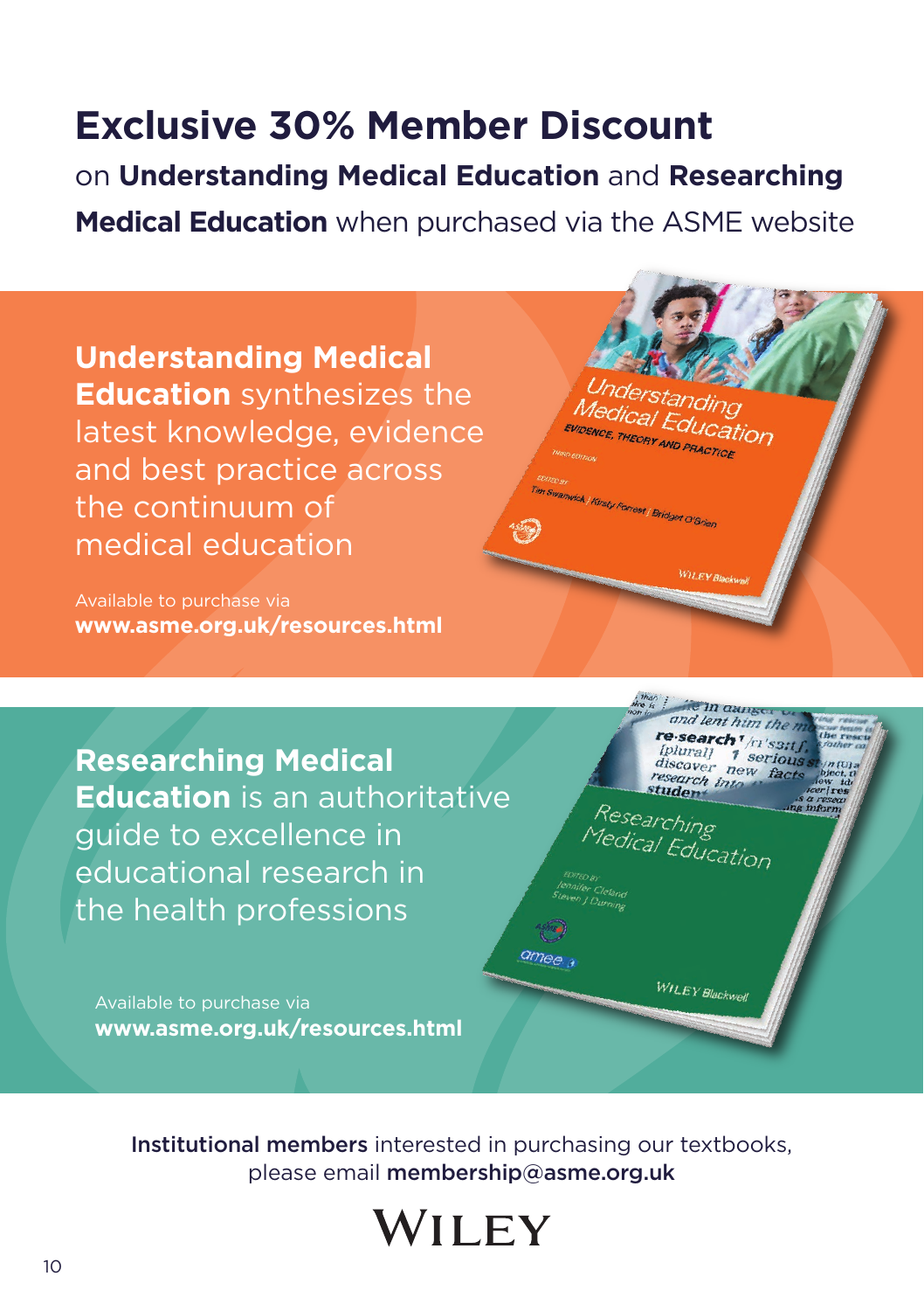# Exclusive 30% Member Discount

on **Understanding Medical Education** and **Researching Medical Education** when purchased via the ASME website

**Understanding Medical Education** synthesizes the latest knowledge, evidence and best practice across the continuum of medical education

Available to purchase via
**www.asme.org.uk/resources.html**

**Researching Medical Education** is an authoritative guide to excellence in educational research in the health professions

Available to purchase via
**www.asme.org.uk/resources.html**

**Institutional members** interested in purchasing our textbooks, please email **membership@asme.org.uk**

WILEY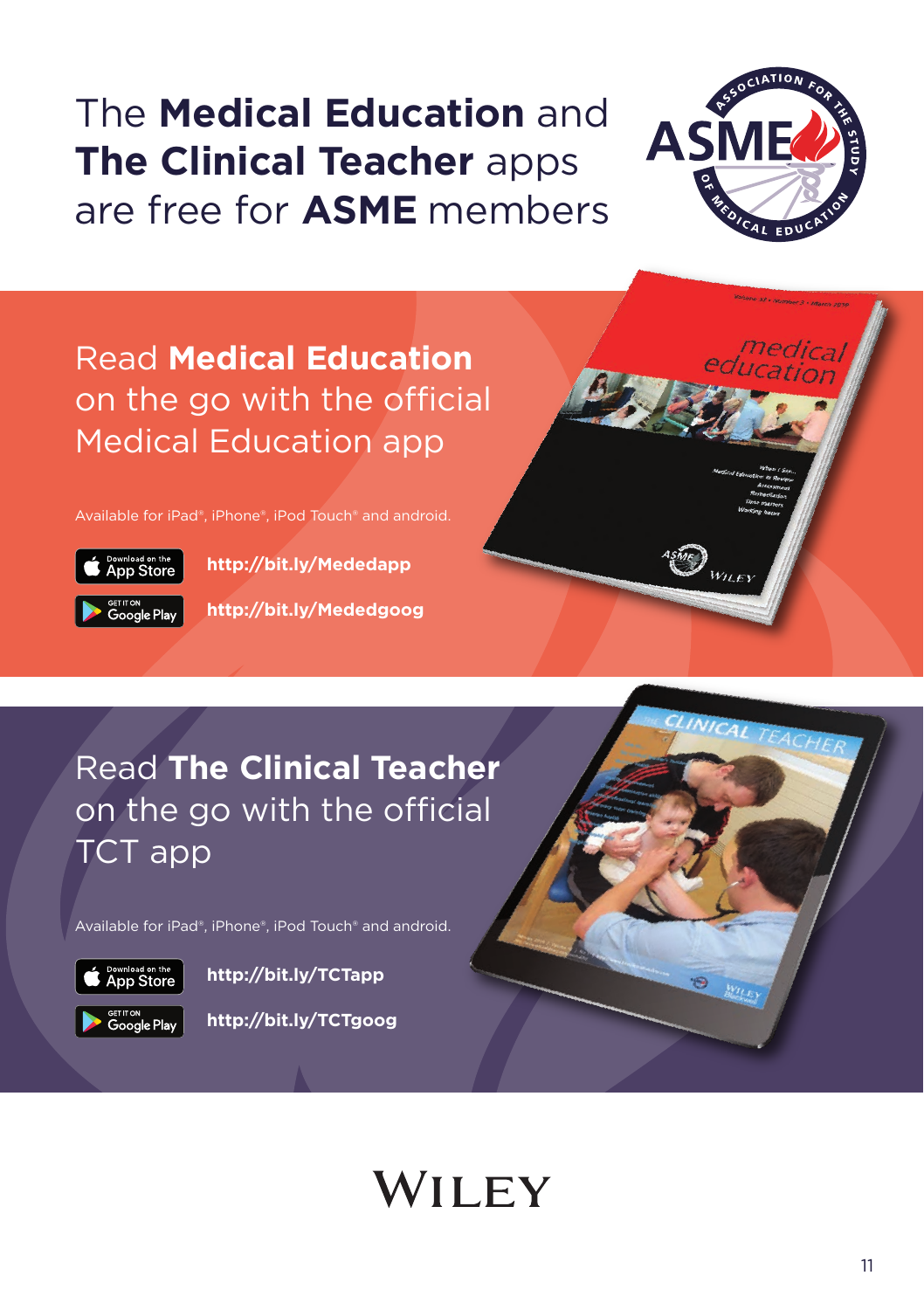# The **Medical Education** and **The Clinical Teacher** apps are free for **ASME** members

## Read **Medical Education** on the go with the official Medical Education app

Available for iPad®, iPhone®, iPod Touch® and android.

Download on the App Store **http://bit.ly/Mededapp**

GET IT ON Google Play **http://bit.ly/Mededgoog**

## Read **The Clinical Teacher** on the go with the official TCT app

Available for iPad®, iPhone®, iPod Touch® and android.

Download on the App Store **http://bit.ly/TCTapp**

GET IT ON Google Play **http://bit.ly/TCTgoog**

WILEY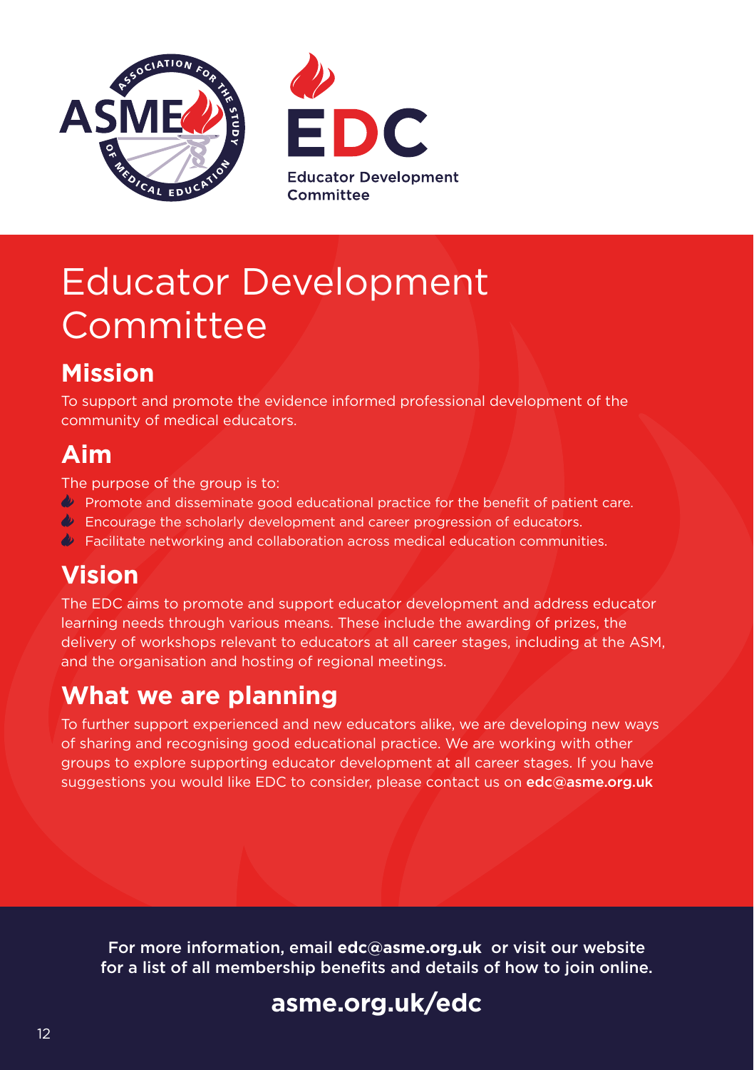# Educator Development Committee

## Mission

To support and promote the evidence informed professional development of the community of medical educators.

## Aim

The purpose of the group is to:

- Promote and disseminate good educational practice for the benefit of patient care.
- Encourage the scholarly development and career progression of educators.
- Facilitate networking and collaboration across medical education communities.

## Vision

The EDC aims to promote and support educator development and address educator learning needs through various means. These include the awarding of prizes, the delivery of workshops relevant to educators at all career stages, including at the ASM, and the organisation and hosting of regional meetings.

## What we are planning

To further support experienced and new educators alike, we are developing new ways of sharing and recognising good educational practice. We are working with other groups to explore supporting educator development at all career stages. If you have suggestions you would like EDC to consider, please contact us on **edc@asme.org.uk**

For more information, email **edc@asme.org.uk** or visit our website for a list of all membership benefits and details of how to join online.

**asme.org.uk/edc**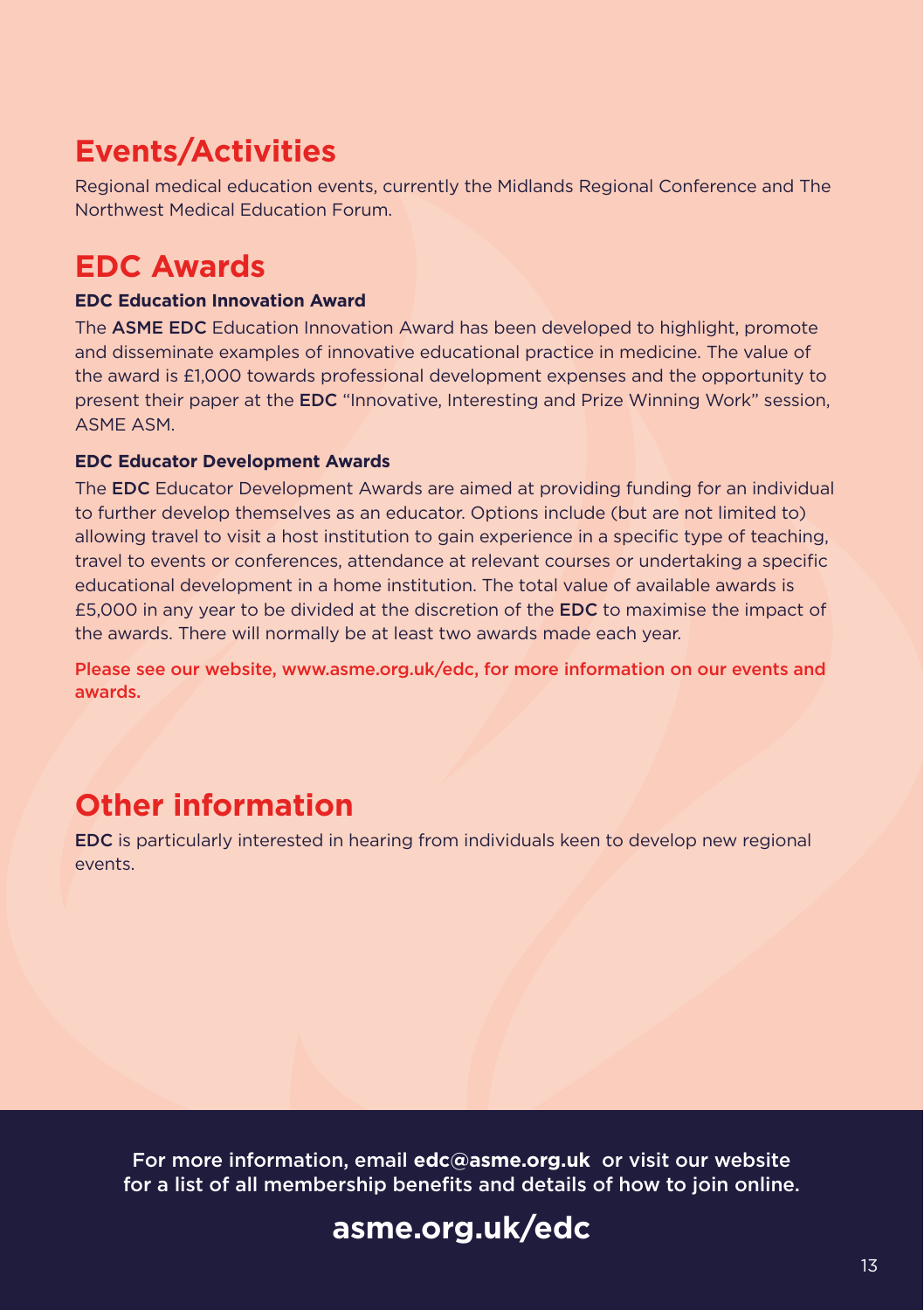## Events/Activities

Regional medical education events, currently the Midlands Regional Conference and The Northwest Medical Education Forum.

## EDC Awards

### EDC Education Innovation Award

The **ASME EDC** Education Innovation Award has been developed to highlight, promote and disseminate examples of innovative educational practice in medicine. The value of the award is £1,000 towards professional development expenses and the opportunity to present their paper at the **EDC** "Innovative, Interesting and Prize Winning Work" session, ASME ASM.

### EDC Educator Development Awards

The **EDC** Educator Development Awards are aimed at providing funding for an individual to further develop themselves as an educator. Options include (but are not limited to) allowing travel to visit a host institution to gain experience in a specific type of teaching, travel to events or conferences, attendance at relevant courses or undertaking a specific educational development in a home institution. The total value of available awards is £5,000 in any year to be divided at the discretion of the **EDC** to maximise the impact of the awards. There will normally be at least two awards made each year.

**Please see our website, www.asme.org.uk/edc, for more information on our events and awards.**

## Other information

**EDC** is particularly interested in hearing from individuals keen to develop new regional events.

For more information, email **edc@asme.org.uk** or visit our website for a list of all membership benefits and details of how to join online.

**asme.org.uk/edc**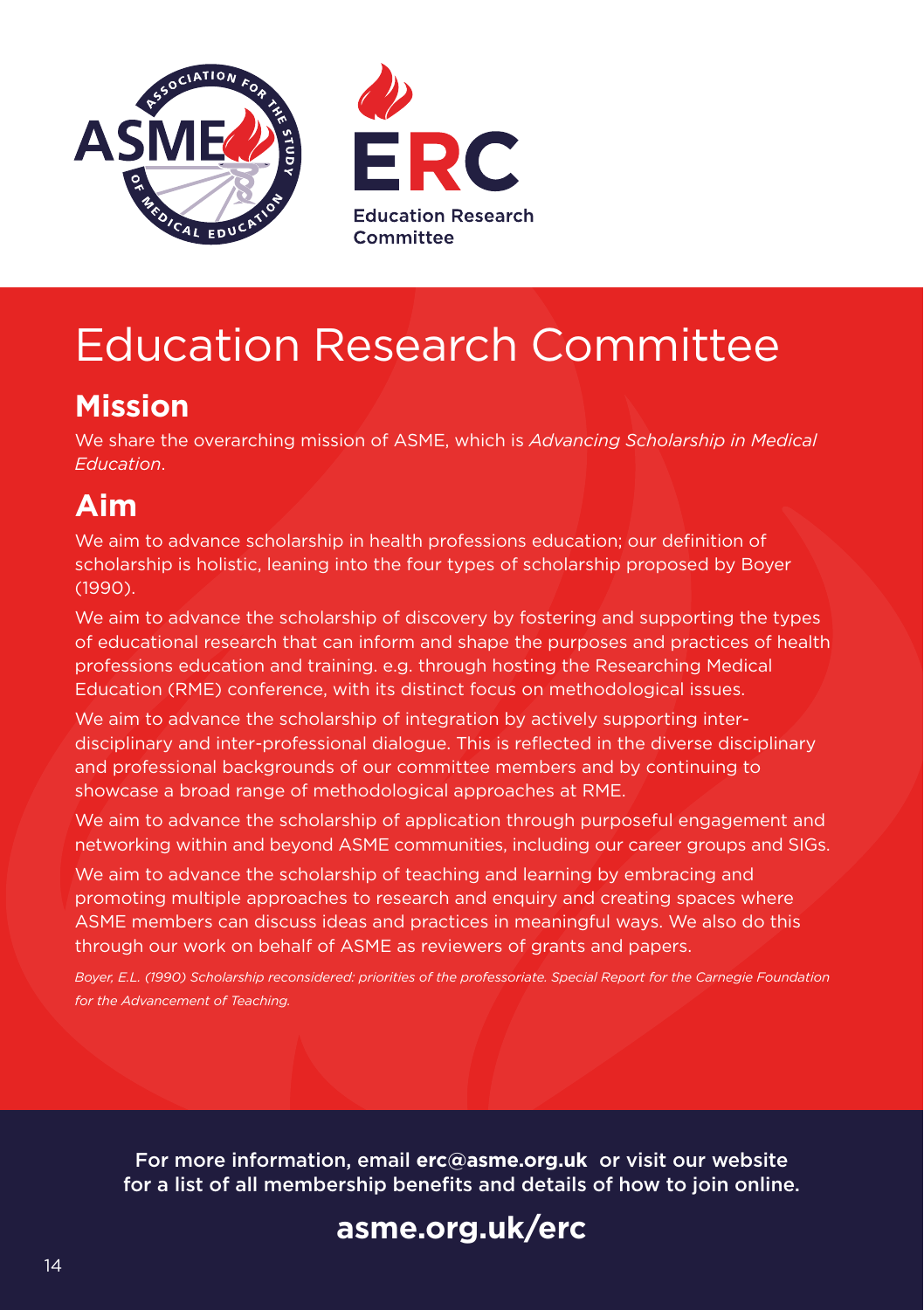# Education Research Committee

## Mission

We share the overarching mission of ASME, which is *Advancing Scholarship in Medical Education*.

## Aim

We aim to advance scholarship in health professions education; our definition of scholarship is holistic, leaning into the four types of scholarship proposed by Boyer (1990).

We aim to advance the scholarship of discovery by fostering and supporting the types of educational research that can inform and shape the purposes and practices of health professions education and training. e.g. through hosting the Researching Medical Education (RME) conference, with its distinct focus on methodological issues.

We aim to advance the scholarship of integration by actively supporting inter-disciplinary and inter-professional dialogue. This is reflected in the diverse disciplinary and professional backgrounds of our committee members and by continuing to showcase a broad range of methodological approaches at RME.

We aim to advance the scholarship of application through purposeful engagement and networking within and beyond ASME communities, including our career groups and SIGs.

We aim to advance the scholarship of teaching and learning by embracing and promoting multiple approaches to research and enquiry and creating spaces where ASME members can discuss ideas and practices in meaningful ways. We also do this through our work on behalf of ASME as reviewers of grants and papers.

*Boyer, E.L. (1990) Scholarship reconsidered: priorities of the professoriate. Special Report for the Carnegie Foundation for the Advancement of Teaching.*

For more information, email **erc@asme.org.uk** or visit our website for a list of all membership benefits and details of how to join online.

**asme.org.uk/erc**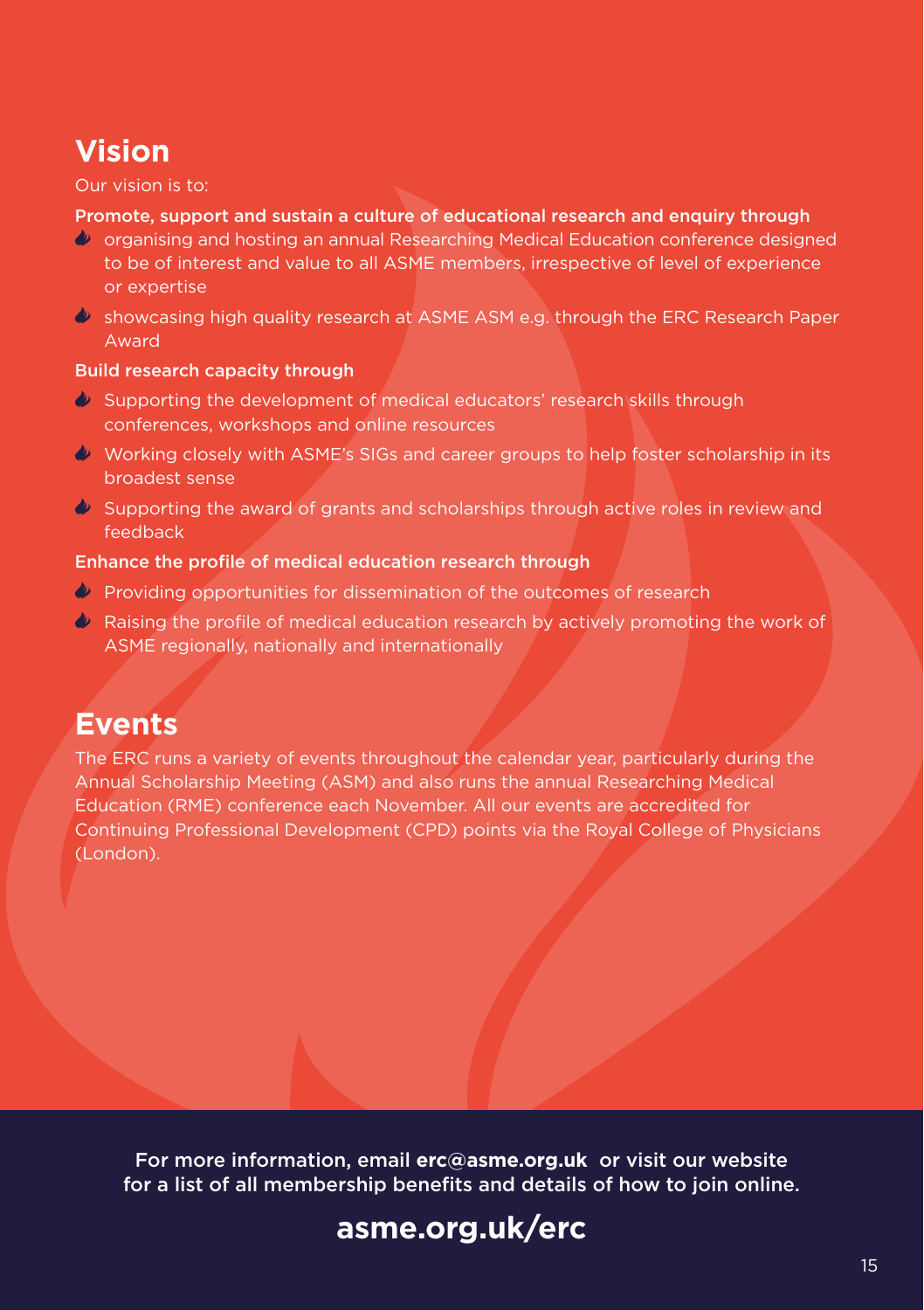## Vision

Our vision is to:

**Promote, support and sustain a culture of educational research and enquiry through**

- organising and hosting an annual Researching Medical Education conference designed to be of interest and value to all ASME members, irrespective of level of experience or expertise
- showcasing high quality research at ASME ASM e.g. through the ERC Research Paper Award

**Build research capacity through**

- Supporting the development of medical educators' research skills through conferences, workshops and online resources
- Working closely with ASME's SIGs and career groups to help foster scholarship in its broadest sense
- Supporting the award of grants and scholarships through active roles in review and feedback

**Enhance the profile of medical education research through**

- Providing opportunities for dissemination of the outcomes of research
- Raising the profile of medical education research by actively promoting the work of ASME regionally, nationally and internationally

## Events

The ERC runs a variety of events throughout the calendar year, particularly during the Annual Scholarship Meeting (ASM) and also runs the annual Researching Medical Education (RME) conference each November. All our events are accredited for Continuing Professional Development (CPD) points via the Royal College of Physicians (London).

For more information, email **erc@asme.org.uk** or visit our website for a list of all membership benefits and details of how to join online.

**asme.org.uk/erc**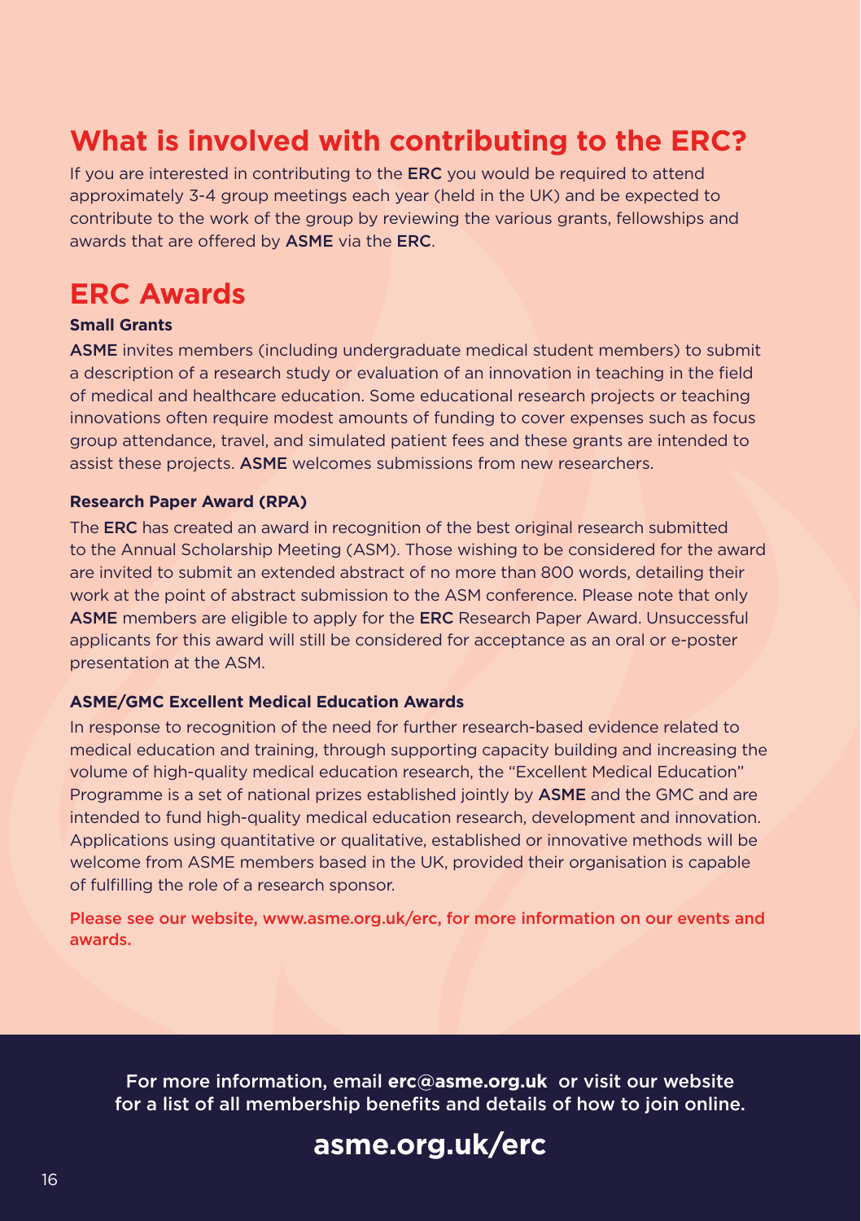## What is involved with contributing to the ERC?

If you are interested in contributing to the **ERC** you would be required to attend approximately 3-4 group meetings each year (held in the UK) and be expected to contribute to the work of the group by reviewing the various grants, fellowships and awards that are offered by **ASME** via the **ERC**.

## ERC Awards

### Small Grants

**ASME** invites members (including undergraduate medical student members) to submit a description of a research study or evaluation of an innovation in teaching in the field of medical and healthcare education. Some educational research projects or teaching innovations often require modest amounts of funding to cover expenses such as focus group attendance, travel, and simulated patient fees and these grants are intended to assist these projects. **ASME** welcomes submissions from new researchers.

### Research Paper Award (RPA)

The **ERC** has created an award in recognition of the best original research submitted to the Annual Scholarship Meeting (ASM). Those wishing to be considered for the award are invited to submit an extended abstract of no more than 800 words, detailing their work at the point of abstract submission to the ASM conference. Please note that only **ASME** members are eligible to apply for the **ERC** Research Paper Award. Unsuccessful applicants for this award will still be considered for acceptance as an oral or e-poster presentation at the ASM.

### ASME/GMC Excellent Medical Education Awards

In response to recognition of the need for further research-based evidence related to medical education and training, through supporting capacity building and increasing the volume of high-quality medical education research, the "Excellent Medical Education" Programme is a set of national prizes established jointly by **ASME** and the GMC and are intended to fund high-quality medical education research, development and innovation. Applications using quantitative or qualitative, established or innovative methods will be welcome from ASME members based in the UK, provided their organisation is capable of fulfilling the role of a research sponsor.

Please see our website, www.asme.org.uk/erc, for more information on our events and awards.

For more information, email **erc@asme.org.uk** or visit our website for a list of all membership benefits and details of how to join online.

**asme.org.uk/erc**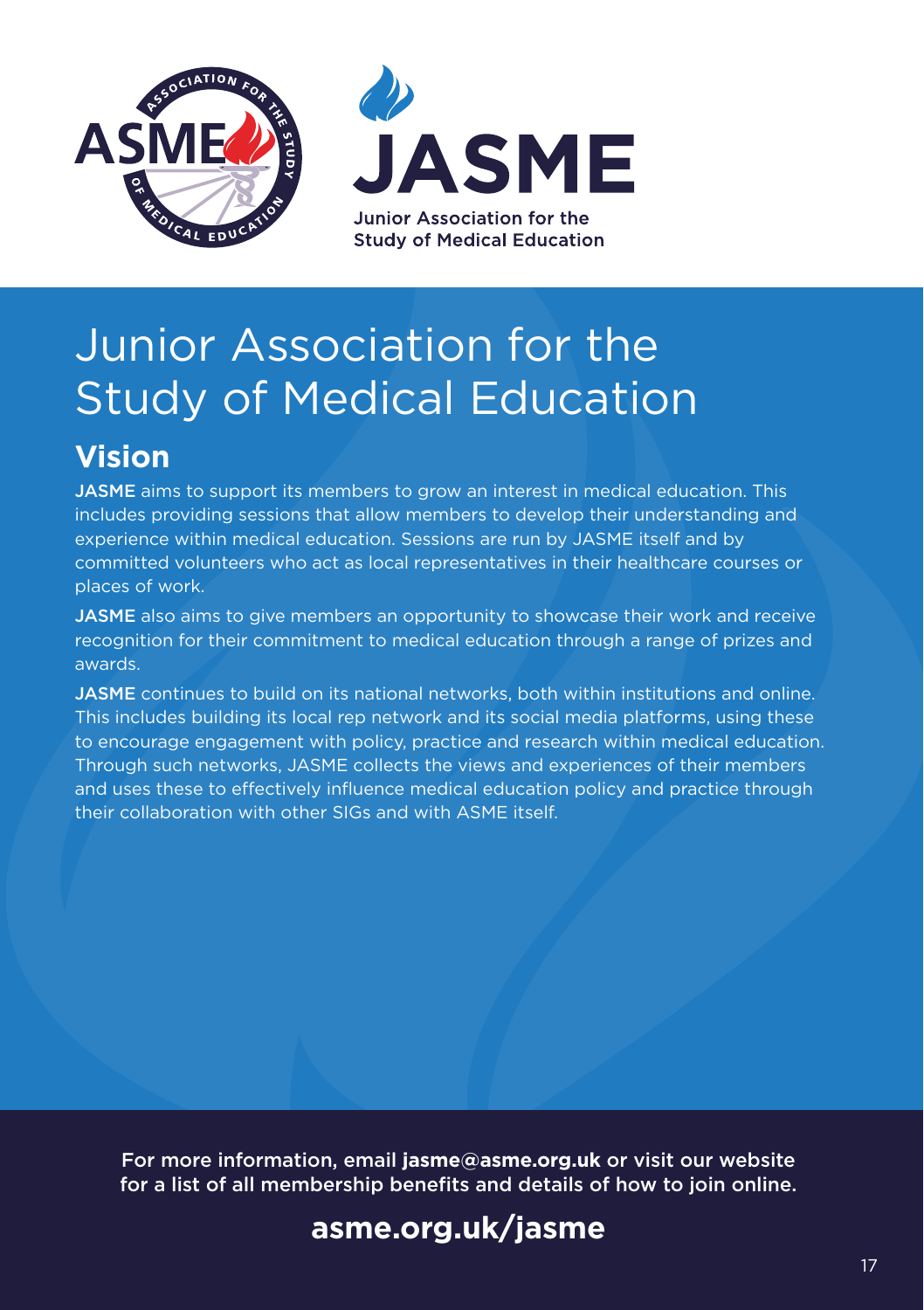# Junior Association for the Study of Medical Education

## Vision

**JASME** aims to support its members to grow an interest in medical education. This includes providing sessions that allow members to develop their understanding and experience within medical education. Sessions are run by JASME itself and by committed volunteers who act as local representatives in their healthcare courses or places of work.

**JASME** also aims to give members an opportunity to showcase their work and receive recognition for their commitment to medical education through a range of prizes and awards.

**JASME** continues to build on its national networks, both within institutions and online. This includes building its local rep network and its social media platforms, using these to encourage engagement with policy, practice and research within medical education. Through such networks, JASME collects the views and experiences of their members and uses these to effectively influence medical education policy and practice through their collaboration with other SIGs and with ASME itself.

For more information, email **jasme@asme.org.uk** or visit our website for a list of all membership benefits and details of how to join online.

**asme.org.uk/jasme**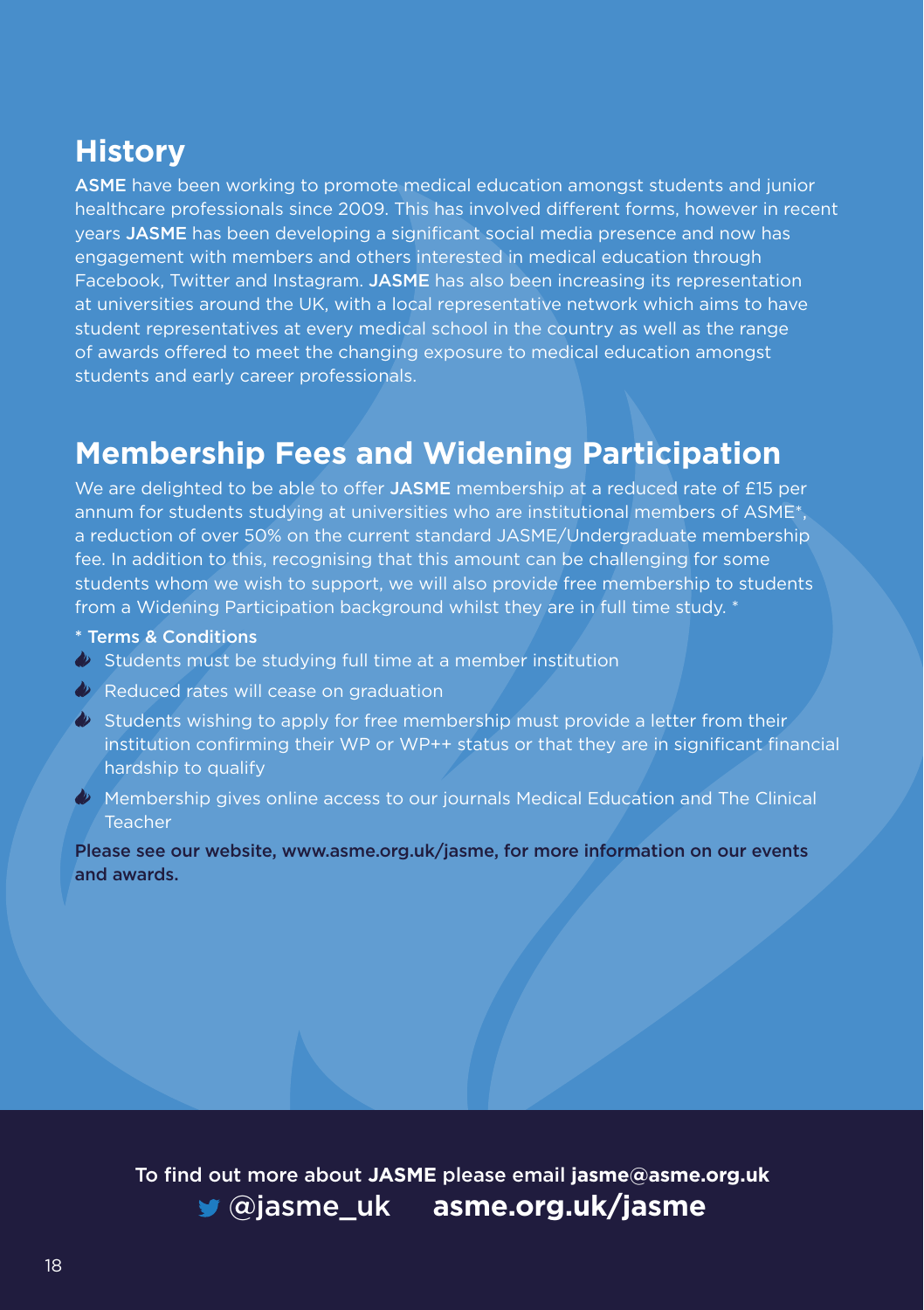## History

**ASME** have been working to promote medical education amongst students and junior healthcare professionals since 2009. This has involved different forms, however in recent years **JASME** has been developing a significant social media presence and now has engagement with members and others interested in medical education through Facebook, Twitter and Instagram. **JASME** has also been increasing its representation at universities around the UK, with a local representative network which aims to have student representatives at every medical school in the country as well as the range of awards offered to meet the changing exposure to medical education amongst students and early career professionals.

## Membership Fees and Widening Participation

We are delighted to be able to offer **JASME** membership at a reduced rate of £15 per annum for students studying at universities who are institutional members of ASME*, a reduction of over 50% on the current standard JASME/Undergraduate membership fee. In addition to this, recognising that this amount can be challenging for some students whom we wish to support, we will also provide free membership to students from a Widening Participation background whilst they are in full time study. *

\* **Terms & Conditions**

- Students must be studying full time at a member institution
- Reduced rates will cease on graduation
- Students wishing to apply for free membership must provide a letter from their institution confirming their WP or WP++ status or that they are in significant financial hardship to qualify
- Membership gives online access to our journals Medical Education and The Clinical Teacher

**Please see our website, www.asme.org.uk/jasme, for more information on our events and awards.**

To find out more about **JASME** please email **jasme@asme.org.uk**

@jasme_uk **asme.org.uk/jasme**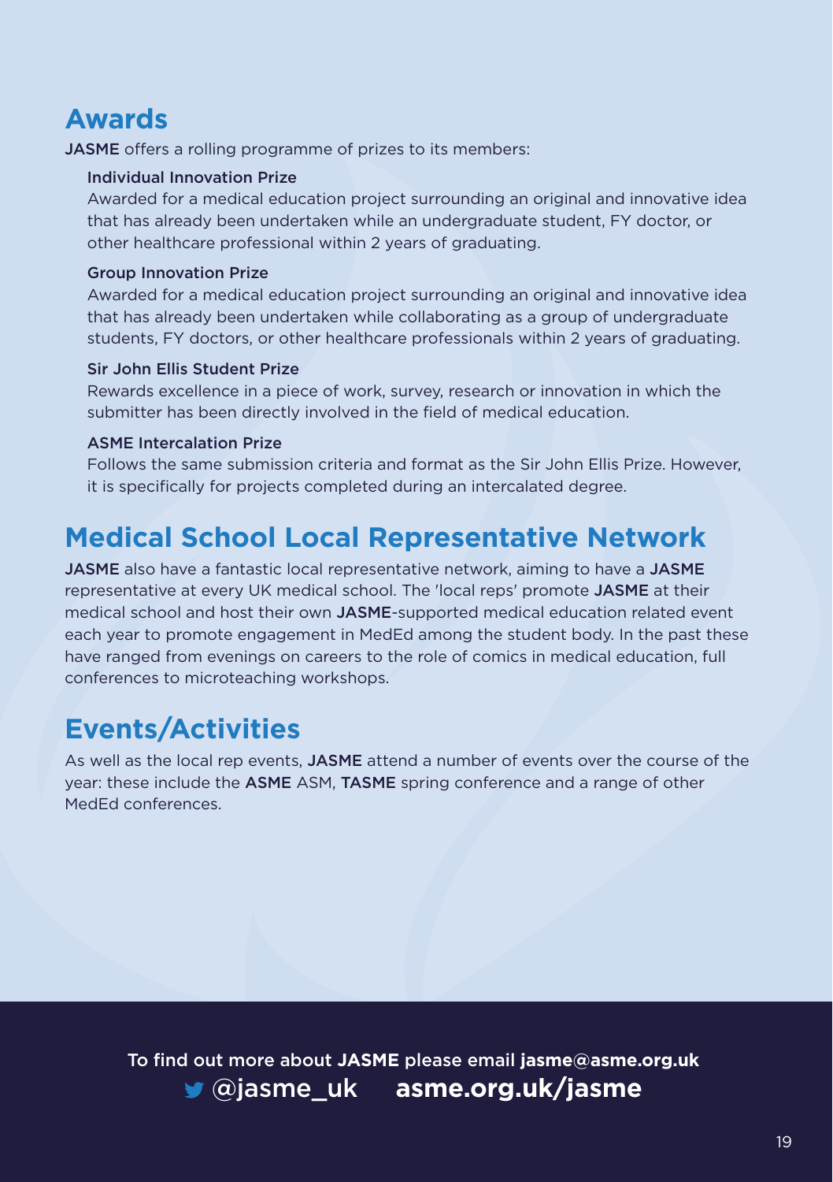## Awards

**JASME** offers a rolling programme of prizes to its members:

**Individual Innovation Prize**
Awarded for a medical education project surrounding an original and innovative idea that has already been undertaken while an undergraduate student, FY doctor, or other healthcare professional within 2 years of graduating.

**Group Innovation Prize**
Awarded for a medical education project surrounding an original and innovative idea that has already been undertaken while collaborating as a group of undergraduate students, FY doctors, or other healthcare professionals within 2 years of graduating.

**Sir John Ellis Student Prize**
Rewards excellence in a piece of work, survey, research or innovation in which the submitter has been directly involved in the field of medical education.

**ASME Intercalation Prize**
Follows the same submission criteria and format as the Sir John Ellis Prize. However, it is specifically for projects completed during an intercalated degree.

## Medical School Local Representative Network

**JASME** also have a fantastic local representative network, aiming to have a **JASME** representative at every UK medical school. The 'local reps' promote **JASME** at their medical school and host their own **JASME**-supported medical education related event each year to promote engagement in MedEd among the student body. In the past these have ranged from evenings on careers to the role of comics in medical education, full conferences to microteaching workshops.

## Events/Activities

As well as the local rep events, **JASME** attend a number of events over the course of the year: these include the **ASME** ASM, **TASME** spring conference and a range of other MedEd conferences.

To find out more about **JASME** please email **jasme@asme.org.uk**
@jasme_uk **asme.org.uk/jasme**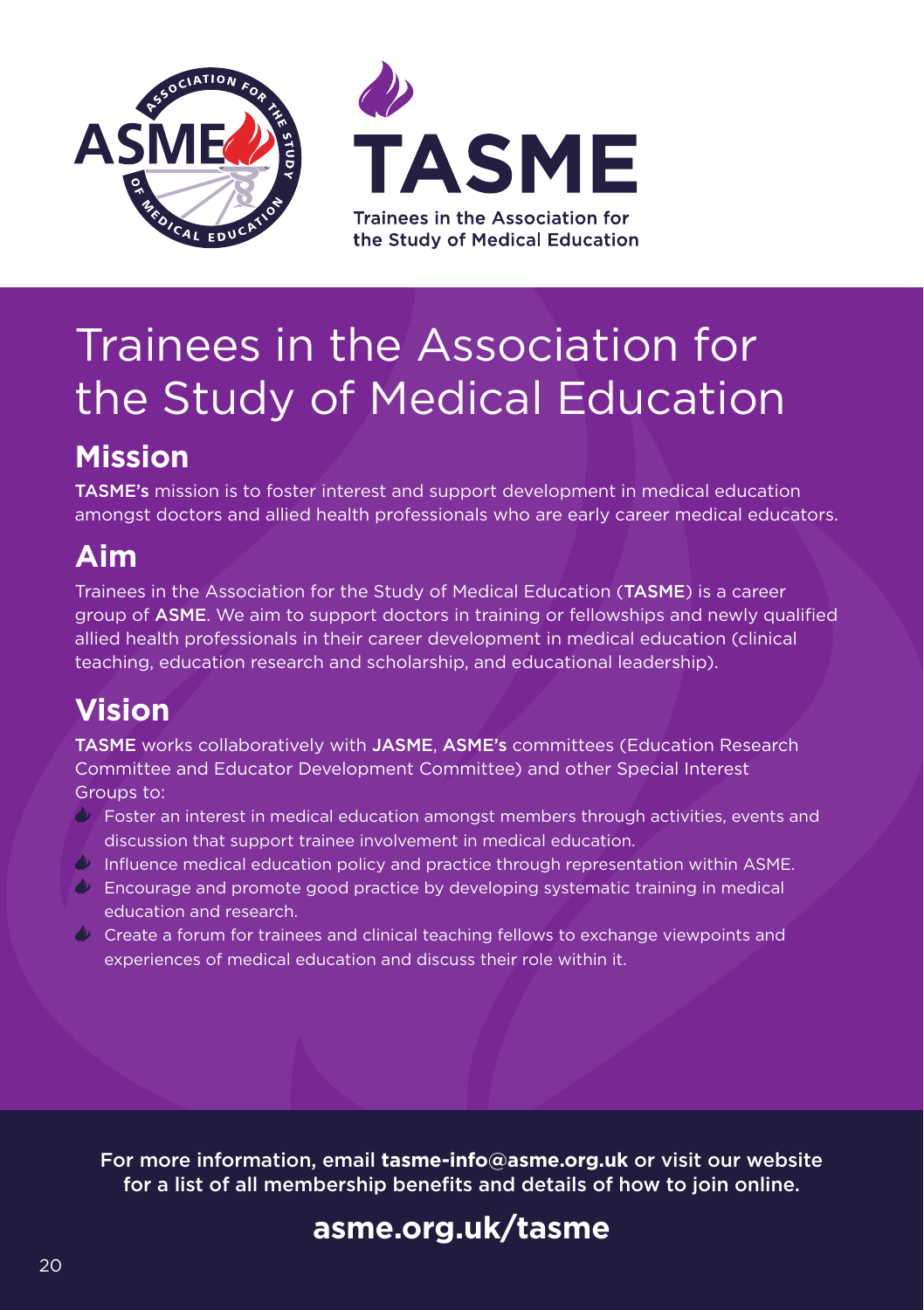# Trainees in the Association for the Study of Medical Education

## Mission

**TASME's** mission is to foster interest and support development in medical education amongst doctors and allied health professionals who are early career medical educators.

## Aim

Trainees in the Association for the Study of Medical Education (**TASME**) is a career group of **ASME**. We aim to support doctors in training or fellowships and newly qualified allied health professionals in their career development in medical education (clinical teaching, education research and scholarship, and educational leadership).

## Vision

**TASME** works collaboratively with **JASME**, **ASME's** committees (Education Research Committee and Educator Development Committee) and other Special Interest Groups to:

- Foster an interest in medical education amongst members through activities, events and discussion that support trainee involvement in medical education.
- Influence medical education policy and practice through representation within ASME.
- Encourage and promote good practice by developing systematic training in medical education and research.
- Create a forum for trainees and clinical teaching fellows to exchange viewpoints and experiences of medical education and discuss their role within it.

For more information, email **tasme-info@asme.org.uk** or visit our website for a list of all membership benefits and details of how to join online.

**asme.org.uk/tasme**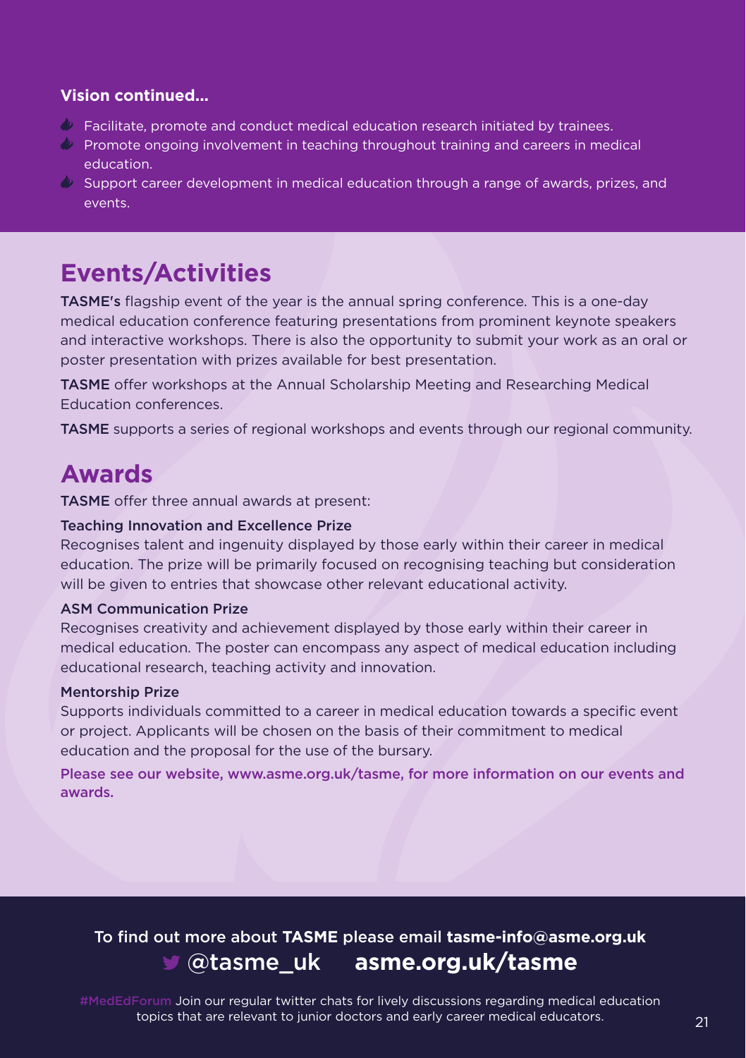**Vision continued...**

- Facilitate, promote and conduct medical education research initiated by trainees.
- Promote ongoing involvement in teaching throughout training and careers in medical education.
- Support career development in medical education through a range of awards, prizes, and events.

## Events/Activities

**TASME's** flagship event of the year is the annual spring conference. This is a one-day medical education conference featuring presentations from prominent keynote speakers and interactive workshops. There is also the opportunity to submit your work as an oral or poster presentation with prizes available for best presentation.

**TASME** offer workshops at the Annual Scholarship Meeting and Researching Medical Education conferences.

**TASME** supports a series of regional workshops and events through our regional community.

## Awards

**TASME** offer three annual awards at present:

**Teaching Innovation and Excellence Prize**
Recognises talent and ingenuity displayed by those early within their career in medical education. The prize will be primarily focused on recognising teaching but consideration will be given to entries that showcase other relevant educational activity.

**ASM Communication Prize**
Recognises creativity and achievement displayed by those early within their career in medical education. The poster can encompass any aspect of medical education including educational research, teaching activity and innovation.

**Mentorship Prize**
Supports individuals committed to a career in medical education towards a specific event or project. Applicants will be chosen on the basis of their commitment to medical education and the proposal for the use of the bursary.

**Please see our website, www.asme.org.uk/tasme, for more information on our events and awards.**

To find out more about **TASME** please email **tasme-info@asme.org.uk**

**@tasme_uk** **asme.org.uk/tasme**

#MedEdForum Join our regular twitter chats for lively discussions regarding medical education topics that are relevant to junior doctors and early career medical educators.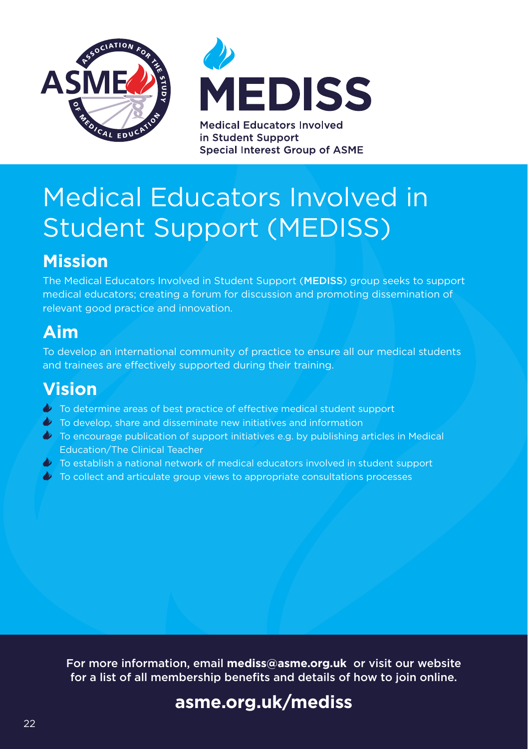MEDISS

Medical Educators Involved in Student Support
Special Interest Group of ASME

# Medical Educators Involved in Student Support (MEDISS)

## Mission

The Medical Educators Involved in Student Support (**MEDISS**) group seeks to support medical educators; creating a forum for discussion and promoting dissemination of relevant good practice and innovation.

## Aim

To develop an international community of practice to ensure all our medical students and trainees are effectively supported during their training.

## Vision

- To determine areas of best practice of effective medical student support
- To develop, share and disseminate new initiatives and information
- To encourage publication of support initiatives e.g. by publishing articles in Medical Education/The Clinical Teacher
- To establish a national network of medical educators involved in student support
- To collect and articulate group views to appropriate consultations processes

For more information, email **mediss@asme.org.uk** or visit our website for a list of all membership benefits and details of how to join online.

**asme.org.uk/mediss**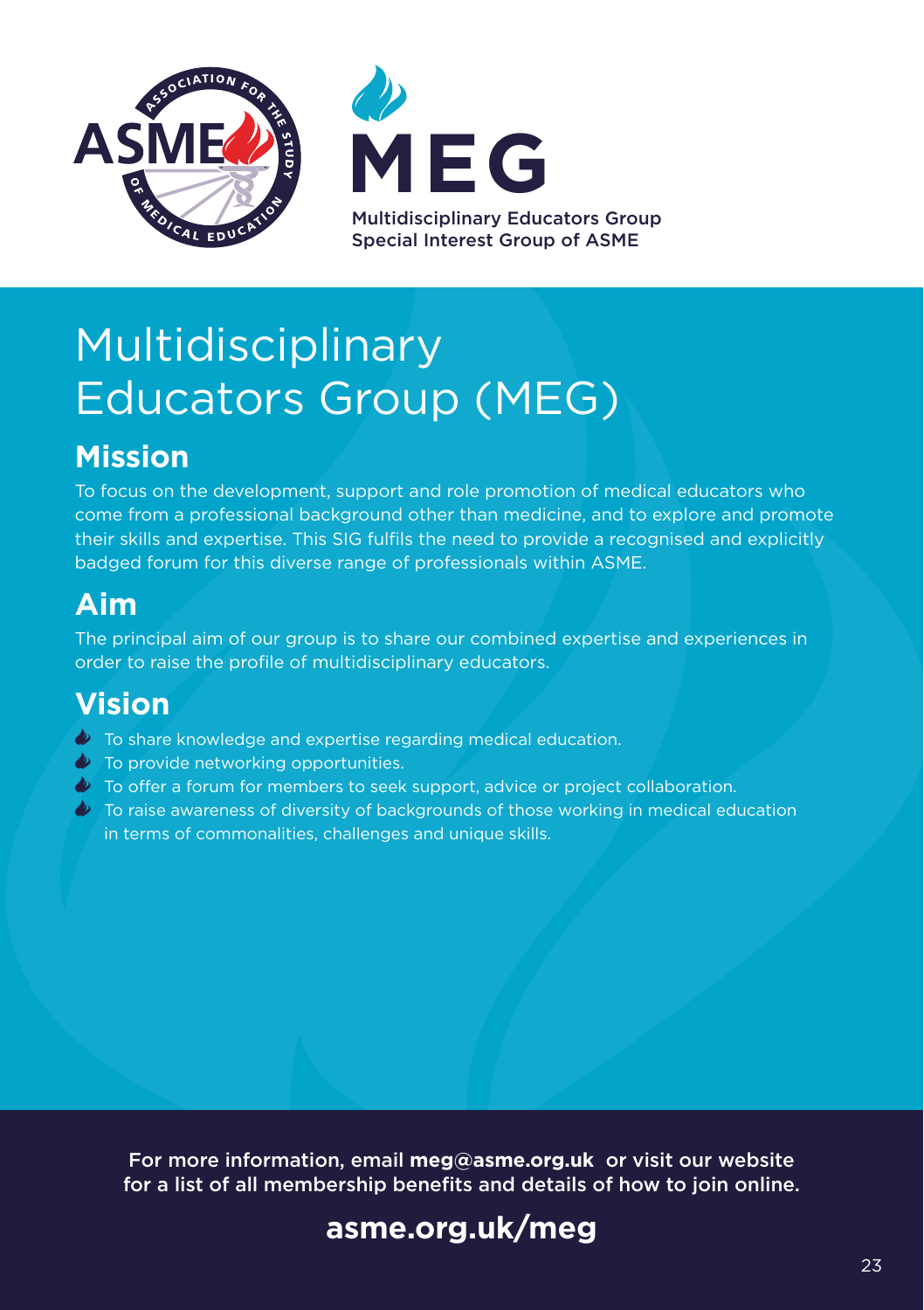MEG

Multidisciplinary Educators Group
Special Interest Group of ASME

# Multidisciplinary Educators Group (MEG)

## Mission

To focus on the development, support and role promotion of medical educators who come from a professional background other than medicine, and to explore and promote their skills and expertise. This SIG fulfils the need to provide a recognised and explicitly badged forum for this diverse range of professionals within ASME.

## Aim

The principal aim of our group is to share our combined expertise and experiences in order to raise the profile of multidisciplinary educators.

## Vision

- To share knowledge and expertise regarding medical education.
- To provide networking opportunities.
- To offer a forum for members to seek support, advice or project collaboration.
- To raise awareness of diversity of backgrounds of those working in medical education in terms of commonalities, challenges and unique skills.

For more information, email **meg@asme.org.uk** or visit our website for a list of all membership benefits and details of how to join online.

**asme.org.uk/meg**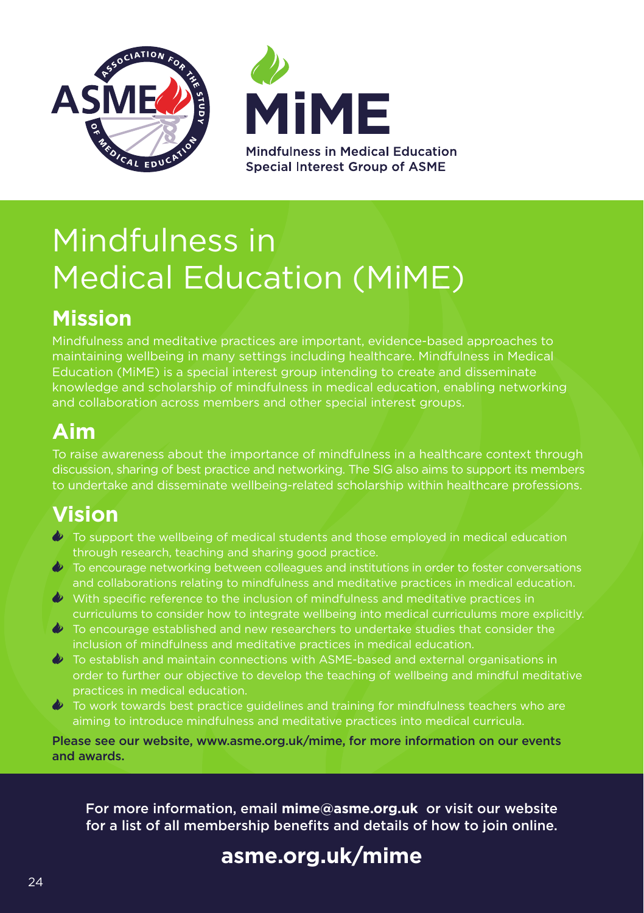MiME

Mindfulness in Medical Education
Special Interest Group of ASME

# Mindfulness in Medical Education (MiME)

## Mission

Mindfulness and meditative practices are important, evidence-based approaches to maintaining wellbeing in many settings including healthcare. Mindfulness in Medical Education (MiME) is a special interest group intending to create and disseminate knowledge and scholarship of mindfulness in medical education, enabling networking and collaboration across members and other special interest groups.

## Aim

To raise awareness about the importance of mindfulness in a healthcare context through discussion, sharing of best practice and networking. The SIG also aims to support its members to undertake and disseminate wellbeing-related scholarship within healthcare professions.

## Vision

- To support the wellbeing of medical students and those employed in medical education through research, teaching and sharing good practice.
- To encourage networking between colleagues and institutions in order to foster conversations and collaborations relating to mindfulness and meditative practices in medical education.
- With specific reference to the inclusion of mindfulness and meditative practices in curriculums to consider how to integrate wellbeing into medical curriculums more explicitly.
- To encourage established and new researchers to undertake studies that consider the inclusion of mindfulness and meditative practices in medical education.
- To establish and maintain connections with ASME-based and external organisations in order to further our objective to develop the teaching of wellbeing and mindful meditative practices in medical education.
- To work towards best practice guidelines and training for mindfulness teachers who are aiming to introduce mindfulness and meditative practices into medical curricula.

Please see our website, www.asme.org.uk/mime, for more information on our events and awards.

For more information, email **mime@asme.org.uk** or visit our website for a list of all membership benefits and details of how to join online.

**asme.org.uk/mime**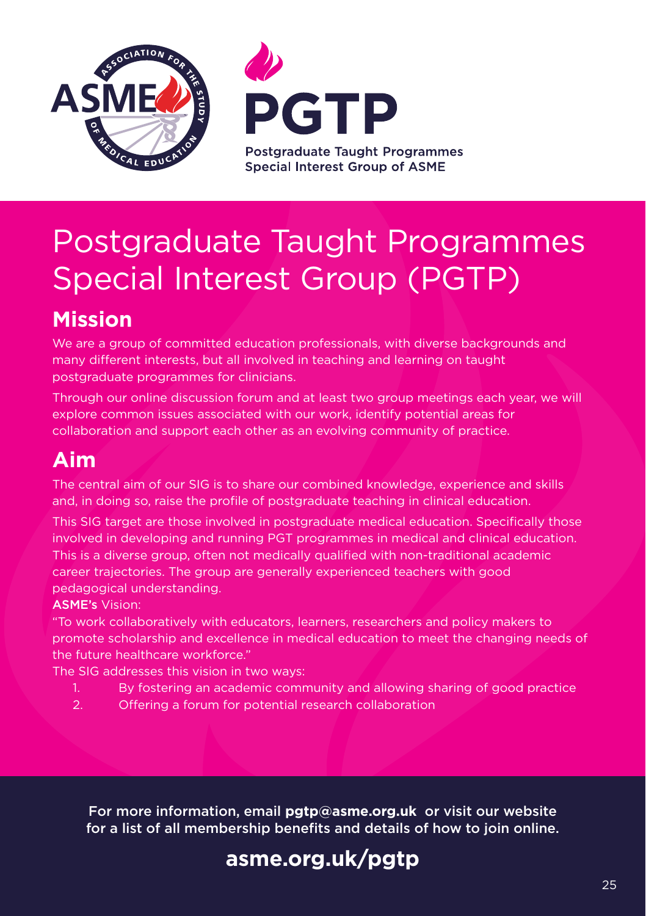**PGTP**

Postgraduate Taught Programmes
Special Interest Group of ASME

# Postgraduate Taught Programmes Special Interest Group (PGTP)

## Mission

We are a group of committed education professionals, with diverse backgrounds and many different interests, but all involved in teaching and learning on taught postgraduate programmes for clinicians.

Through our online discussion forum and at least two group meetings each year, we will explore common issues associated with our work, identify potential areas for collaboration and support each other as an evolving community of practice.

## Aim

The central aim of our SIG is to share our combined knowledge, experience and skills and, in doing so, raise the profile of postgraduate teaching in clinical education.

This SIG target are those involved in postgraduate medical education. Specifically those involved in developing and running PGT programmes in medical and clinical education. This is a diverse group, often not medically qualified with non-traditional academic career trajectories. The group are generally experienced teachers with good pedagogical understanding.

**ASME's** Vision:

"To work collaboratively with educators, learners, researchers and policy makers to promote scholarship and excellence in medical education to meet the changing needs of the future healthcare workforce."

The SIG addresses this vision in two ways:

1. By fostering an academic community and allowing sharing of good practice
2. Offering a forum for potential research collaboration

For more information, email **pgtp@asme.org.uk** or visit our website for a list of all membership benefits and details of how to join online.

**asme.org.uk/pgtp**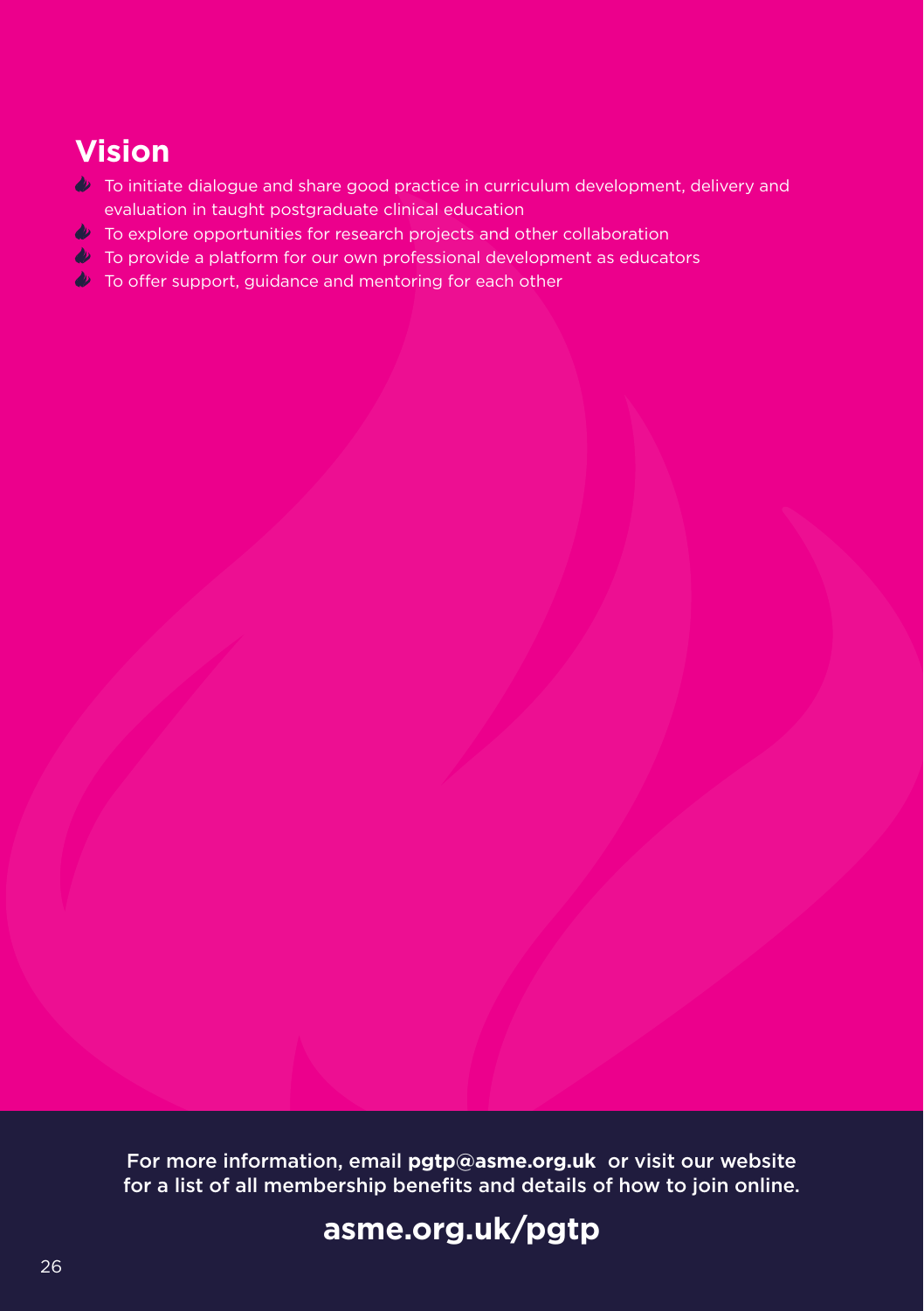## Vision

- To initiate dialogue and share good practice in curriculum development, delivery and evaluation in taught postgraduate clinical education
- To explore opportunities for research projects and other collaboration
- To provide a platform for our own professional development as educators
- To offer support, guidance and mentoring for each other

For more information, email **pgtp@asme.org.uk** or visit our website for a list of all membership benefits and details of how to join online.

**asme.org.uk/pgtp**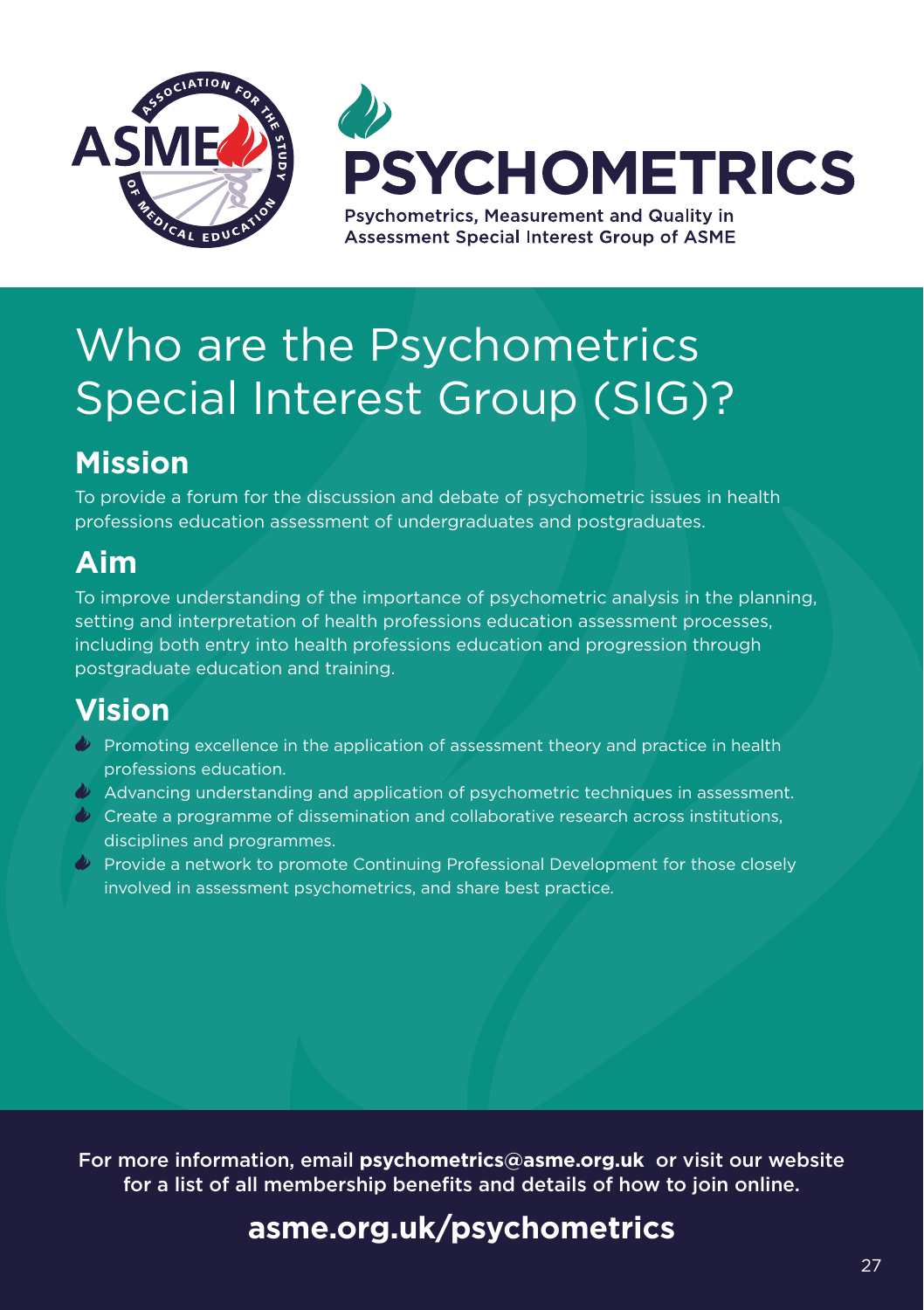# PSYCHOMETRICS

Psychometrics, Measurement and Quality in Assessment Special Interest Group of ASME

# Who are the Psychometrics Special Interest Group (SIG)?

## Mission

To provide a forum for the discussion and debate of psychometric issues in health professions education assessment of undergraduates and postgraduates.

## Aim

To improve understanding of the importance of psychometric analysis in the planning, setting and interpretation of health professions education assessment processes, including both entry into health professions education and progression through postgraduate education and training.

## Vision

- Promoting excellence in the application of assessment theory and practice in health professions education.
- Advancing understanding and application of psychometric techniques in assessment.
- Create a programme of dissemination and collaborative research across institutions, disciplines and programmes.
- Provide a network to promote Continuing Professional Development for those closely involved in assessment psychometrics, and share best practice.

For more information, email **psychometrics@asme.org.uk** or visit our website for a list of all membership benefits and details of how to join online.

**asme.org.uk/psychometrics**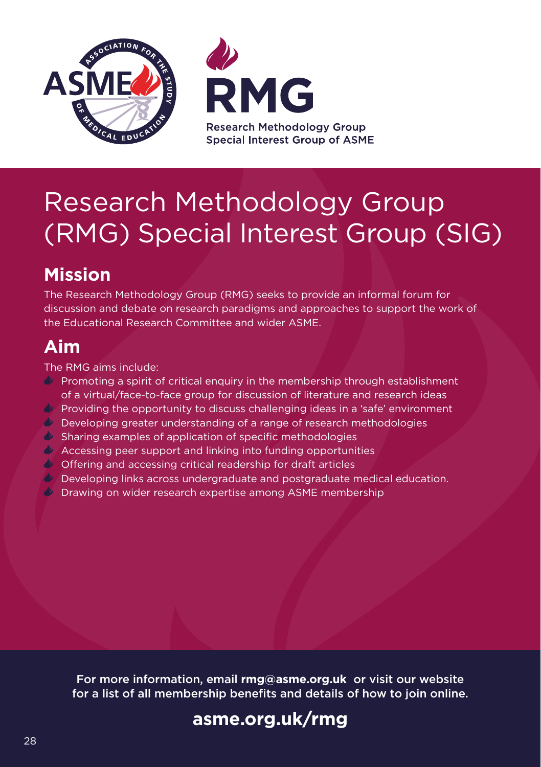ASME — Association for the Study of Medical Education

RMG
Research Methodology Group
Special Interest Group of ASME

# Research Methodology Group (RMG) Special Interest Group (SIG)

## Mission

The Research Methodology Group (RMG) seeks to provide an informal forum for discussion and debate on research paradigms and approaches to support the work of the Educational Research Committee and wider ASME.

## Aim

The RMG aims include:

- Promoting a spirit of critical enquiry in the membership through establishment of a virtual/face-to-face group for discussion of literature and research ideas
- Providing the opportunity to discuss challenging ideas in a 'safe' environment
- Developing greater understanding of a range of research methodologies
- Sharing examples of application of specific methodologies
- Accessing peer support and linking into funding opportunities
- Offering and accessing critical readership for draft articles
- Developing links across undergraduate and postgraduate medical education.
- Drawing on wider research expertise among ASME membership

For more information, email **rmg@asme.org.uk** or visit our website for a list of all membership benefits and details of how to join online.

**asme.org.uk/rmg**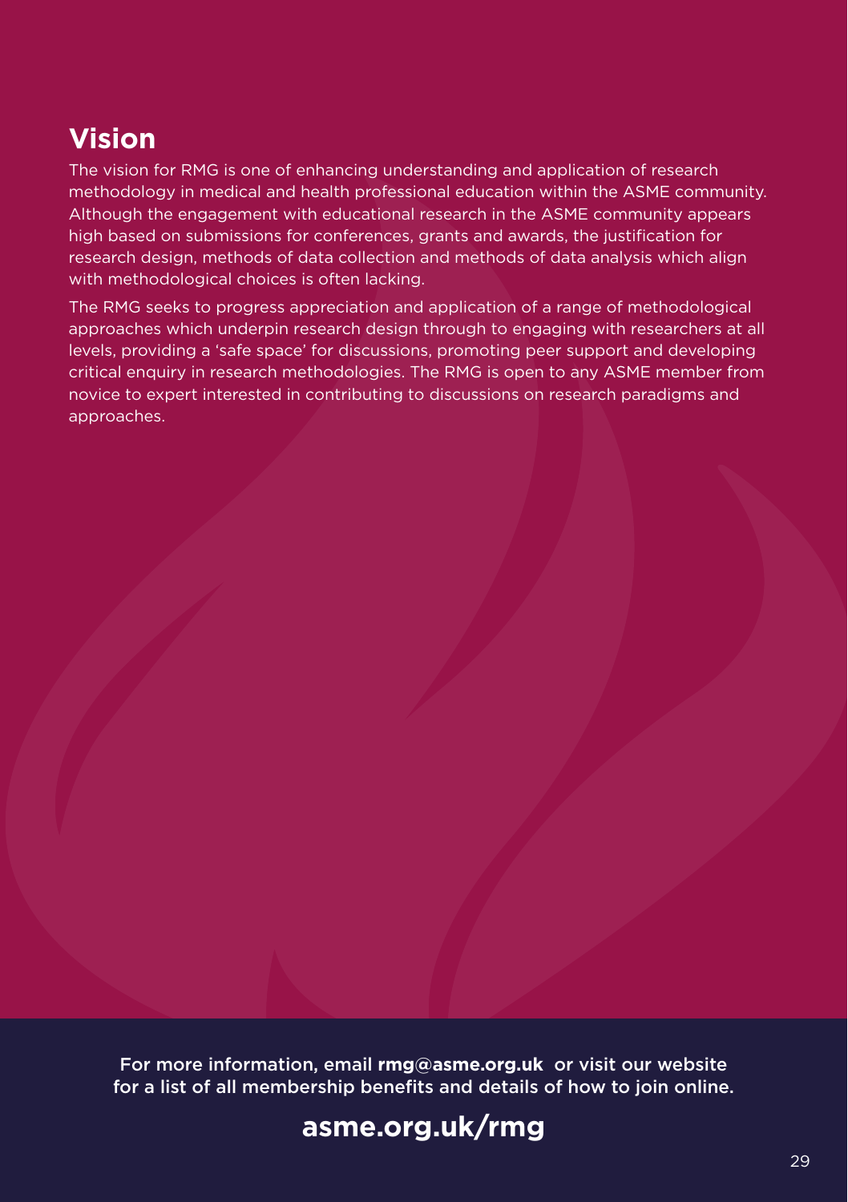## Vision

The vision for RMG is one of enhancing understanding and application of research methodology in medical and health professional education within the ASME community. Although the engagement with educational research in the ASME community appears high based on submissions for conferences, grants and awards, the justification for research design, methods of data collection and methods of data analysis which align with methodological choices is often lacking.

The RMG seeks to progress appreciation and application of a range of methodological approaches which underpin research design through to engaging with researchers at all levels, providing a 'safe space' for discussions, promoting peer support and developing critical enquiry in research methodologies. The RMG is open to any ASME member from novice to expert interested in contributing to discussions on research paradigms and approaches.

For more information, email **rmg@asme.org.uk** or visit our website for a list of all membership benefits and details of how to join online.

**asme.org.uk/rmg**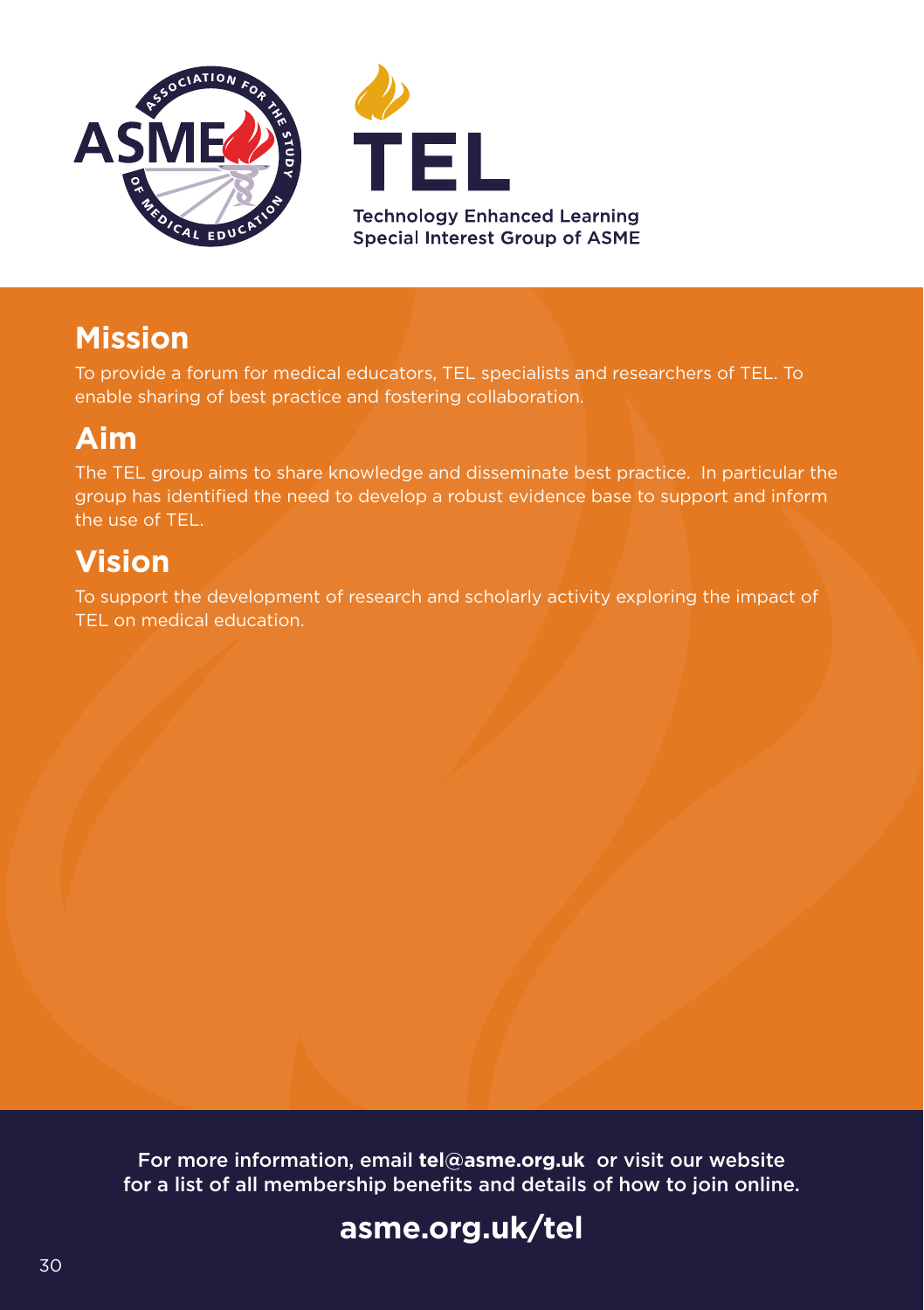ASSOCIATION FOR THE STUDY OF MEDICAL EDUCATION

# TEL

Technology Enhanced Learning
Special Interest Group of ASME

## Mission

To provide a forum for medical educators, TEL specialists and researchers of TEL. To enable sharing of best practice and fostering collaboration.

## Aim

The TEL group aims to share knowledge and disseminate best practice. In particular the group has identified the need to develop a robust evidence base to support and inform the use of TEL.

## Vision

To support the development of research and scholarly activity exploring the impact of TEL on medical education.

For more information, email **tel@asme.org.uk** or visit our website for a list of all membership benefits and details of how to join online.

**asme.org.uk/tel**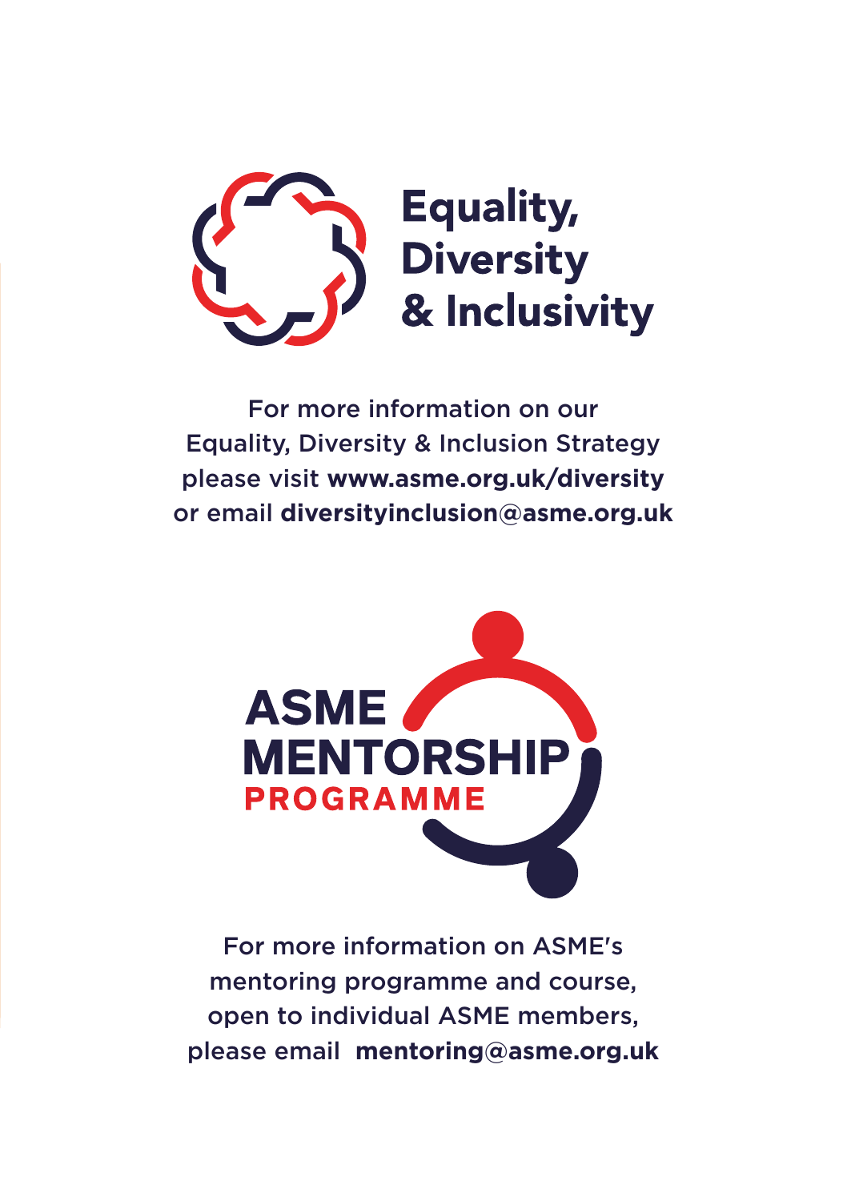**Equality, Diversity & Inclusivity**

For more information on our Equality, Diversity & Inclusion Strategy please visit **www.asme.org.uk/diversity** or email **diversityinclusion@asme.org.uk**

**ASME MENTORSHIP PROGRAMME**

For more information on ASME's mentoring programme and course, open to individual ASME members, please email **mentoring@asme.org.uk**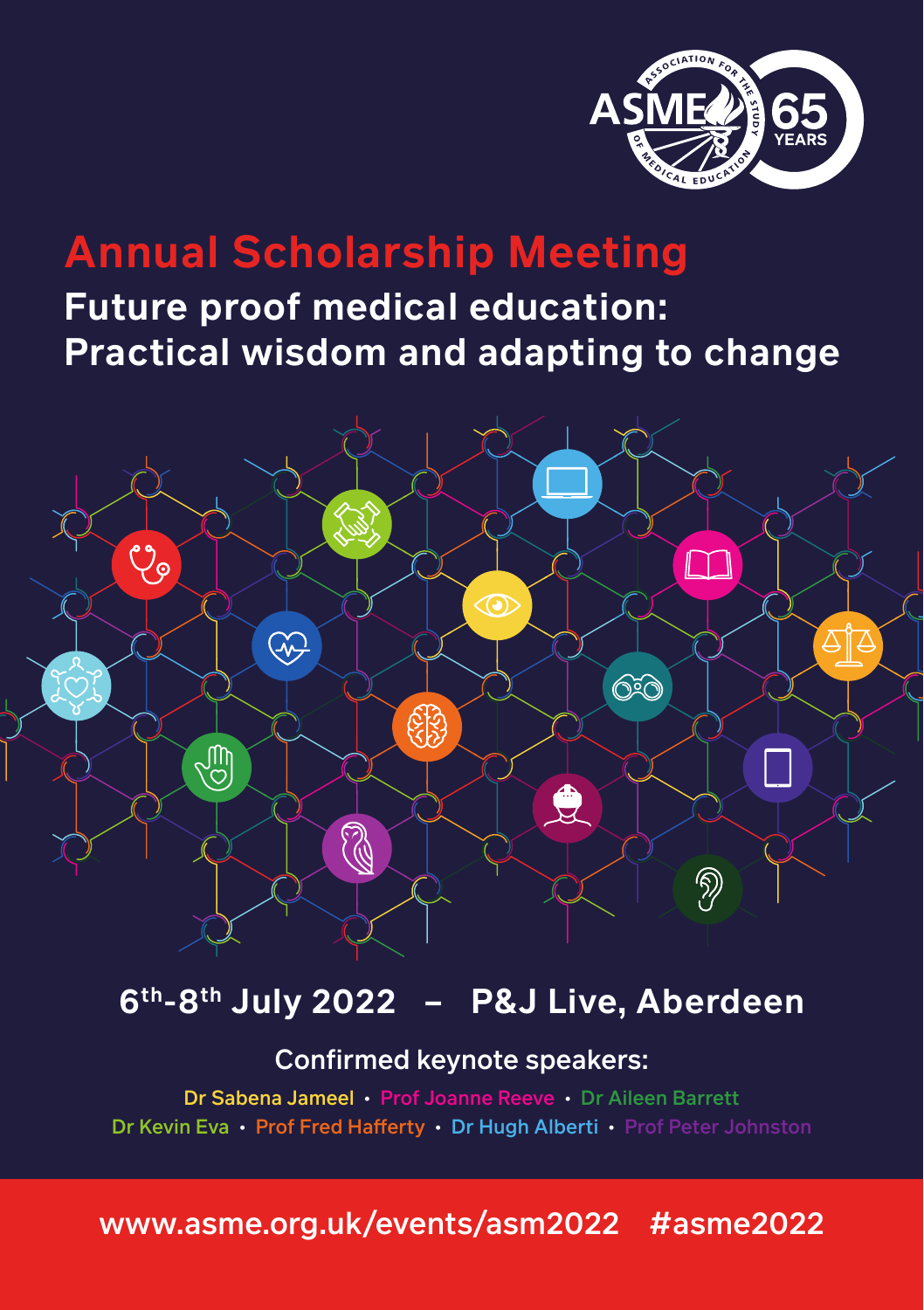ASME — Association for the Study of Medical Education — 65 Years

# Annual Scholarship Meeting

## Future proof medical education: Practical wisdom and adapting to change

**6th-8th July 2022 – P&J Live, Aberdeen**

Confirmed keynote speakers:

Dr Sabena Jameel • Prof Joanne Reeve • Dr Aileen Barrett
Dr Kevin Eva • Prof Fred Hafferty • Dr Hugh Alberti • Prof Peter Johnston

www.asme.org.uk/events/asm2022 #asme2022